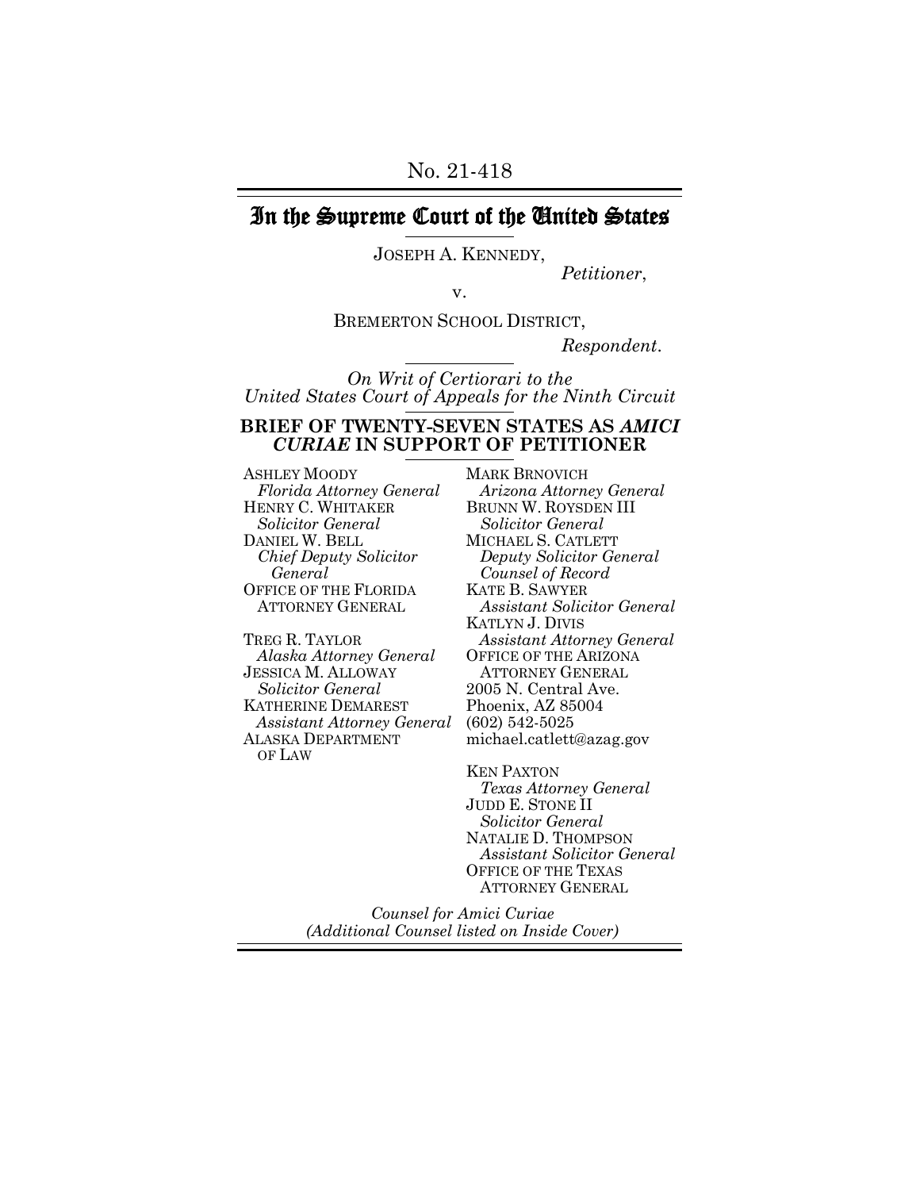No. 21-418

# In the Supreme Court of the United States

JOSEPH A. KENNEDY,

*Petitioner*,

v.

BREMERTON SCHOOL DISTRICT,

*Respondent*.

*On Writ of Certiorari to the United States Court of Appeals for the Ninth Circuit*

**BRIEF OF TWENTY-SEVEN STATES AS *AMICI CURIAE* IN SUPPORT OF PETITIONER**

ASHLEY MOODY
*Florida Attorney General*
HENRY C. WHITAKER
*Solicitor General*
DANIEL W. BELL
*Chief Deputy Solicitor General*
OFFICE OF THE FLORIDA ATTORNEY GENERAL

TREG R. TAYLOR
*Alaska Attorney General*
JESSICA M. ALLOWAY
*Solicitor General*
KATHERINE DEMAREST
*Assistant Attorney General*
ALASKA DEPARTMENT OF LAW

MARK BRNOVICH
*Arizona Attorney General*
BRUNN W. ROYSDEN III
*Solicitor General*
MICHAEL S. CATLETT
*Deputy Solicitor General*
*Counsel of Record*
KATE B. SAWYER
*Assistant Solicitor General*
KATLYN J. DIVIS
*Assistant Attorney General*
OFFICE OF THE ARIZONA ATTORNEY GENERAL
2005 N. Central Ave.
Phoenix, AZ 85004
(602) 542-5025
michael.catlett@azag.gov

KEN PAXTON
*Texas Attorney General*
JUDD E. STONE II
*Solicitor General*
NATALIE D. THOMPSON
*Assistant Solicitor General*
OFFICE OF THE TEXAS ATTORNEY GENERAL

*Counsel for Amici Curiae*
*(Additional Counsel listed on Inside Cover)*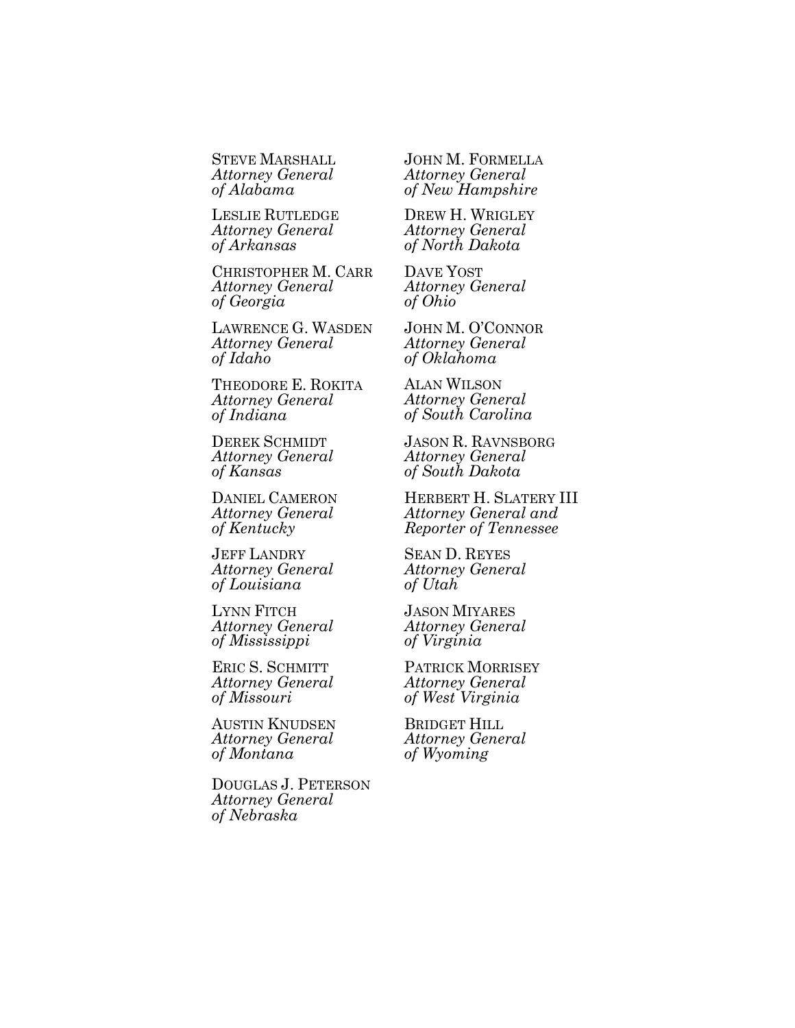STEVE MARSHALL
*Attorney General of Alabama*

LESLIE RUTLEDGE
*Attorney General of Arkansas*

CHRISTOPHER M. CARR
*Attorney General of Georgia*

LAWRENCE G. WASDEN
*Attorney General of Idaho*

THEODORE E. ROKITA
*Attorney General of Indiana*

DEREK SCHMIDT
*Attorney General of Kansas*

DANIEL CAMERON
*Attorney General of Kentucky*

JEFF LANDRY
*Attorney General of Louisiana*

LYNN FITCH
*Attorney General of Mississippi*

ERIC S. SCHMITT
*Attorney General of Missouri*

AUSTIN KNUDSEN
*Attorney General of Montana*

DOUGLAS J. PETERSON
*Attorney General of Nebraska*

JOHN M. FORMELLA
*Attorney General of New Hampshire*

DREW H. WRIGLEY
*Attorney General of North Dakota*

DAVE YOST
*Attorney General of Ohio*

JOHN M. O'CONNOR
*Attorney General of Oklahoma*

ALAN WILSON
*Attorney General of South Carolina*

JASON R. RAVNSBORG
*Attorney General of South Dakota*

HERBERT H. SLATERY III
*Attorney General and Reporter of Tennessee*

SEAN D. REYES
*Attorney General of Utah*

JASON MIYARES
*Attorney General of Virginia*

PATRICK MORRISEY
*Attorney General of West Virginia*

BRIDGET HILL
*Attorney General of Wyoming*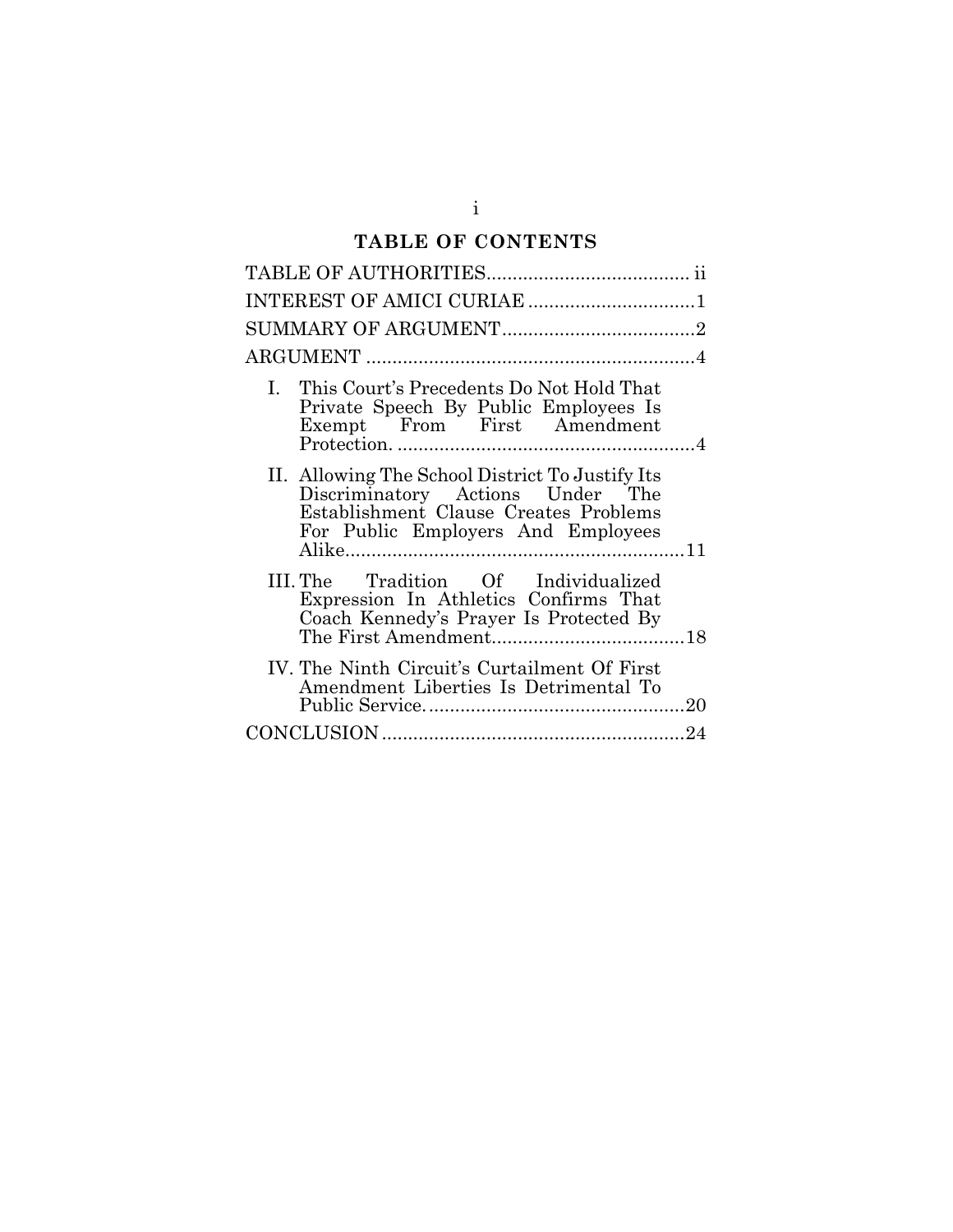## TABLE OF CONTENTS

TABLE OF AUTHORITIES....................................... ii

INTEREST OF AMICI CURIAE ................................1

SUMMARY OF ARGUMENT.....................................2

ARGUMENT ..............................................................4

I. This Court's Precedents Do Not Hold That Private Speech By Public Employees Is Exempt From First Amendment Protection. .........................................................4

II. Allowing The School District To Justify Its Discriminatory Actions Under The Establishment Clause Creates Problems For Public Employers And Employees Alike.................................................................11

III. The Tradition Of Individualized Expression In Athletics Confirms That Coach Kennedy's Prayer Is Protected By The First Amendment.....................................18

IV. The Ninth Circuit's Curtailment Of First Amendment Liberties Is Detrimental To Public Service.................................................20

CONCLUSION..........................................................24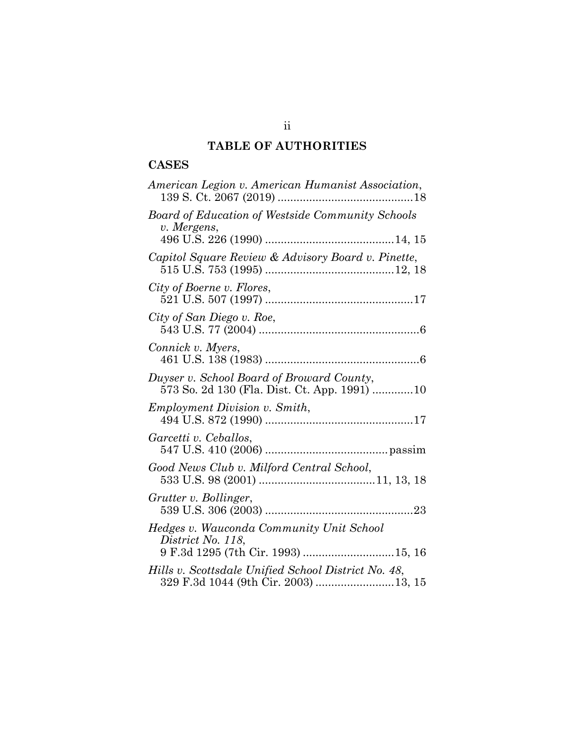# TABLE OF AUTHORITIES

## CASES

*American Legion v. American Humanist Association*, 139 S. Ct. 2067 (2019) ..........................................18

*Board of Education of Westside Community Schools v. Mergens*, 496 U.S. 226 (1990) ........................................14, 15

*Capitol Square Review & Advisory Board v. Pinette*, 515 U.S. 753 (1995) ........................................12, 18

*City of Boerne v. Flores*, 521 U.S. 507 (1997) ..............................................17

*City of San Diego v. Roe*, 543 U.S. 77 (2004) ..................................................6

*Connick v. Myers*, 461 U.S. 138 (1983) ................................................6

*Duyser v. School Board of Broward County*, 573 So. 2d 130 (Fla. Dist. Ct. App. 1991) ............10

*Employment Division v. Smith*, 494 U.S. 872 (1990) ..............................................17

*Garcetti v. Ceballos*, 547 U.S. 410 (2006) ......................................passim

*Good News Club v. Milford Central School*, 533 U.S. 98 (2001) ....................................11, 13, 18

*Grutter v. Bollinger*, 539 U.S. 306 (2003) ..............................................23

*Hedges v. Wauconda Community Unit School District No. 118*, 9 F.3d 1295 (7th Cir. 1993) ............................15, 16

*Hills v. Scottsdale Unified School District No. 48*, 329 F.3d 1044 (9th Cir. 2003) .........................13, 15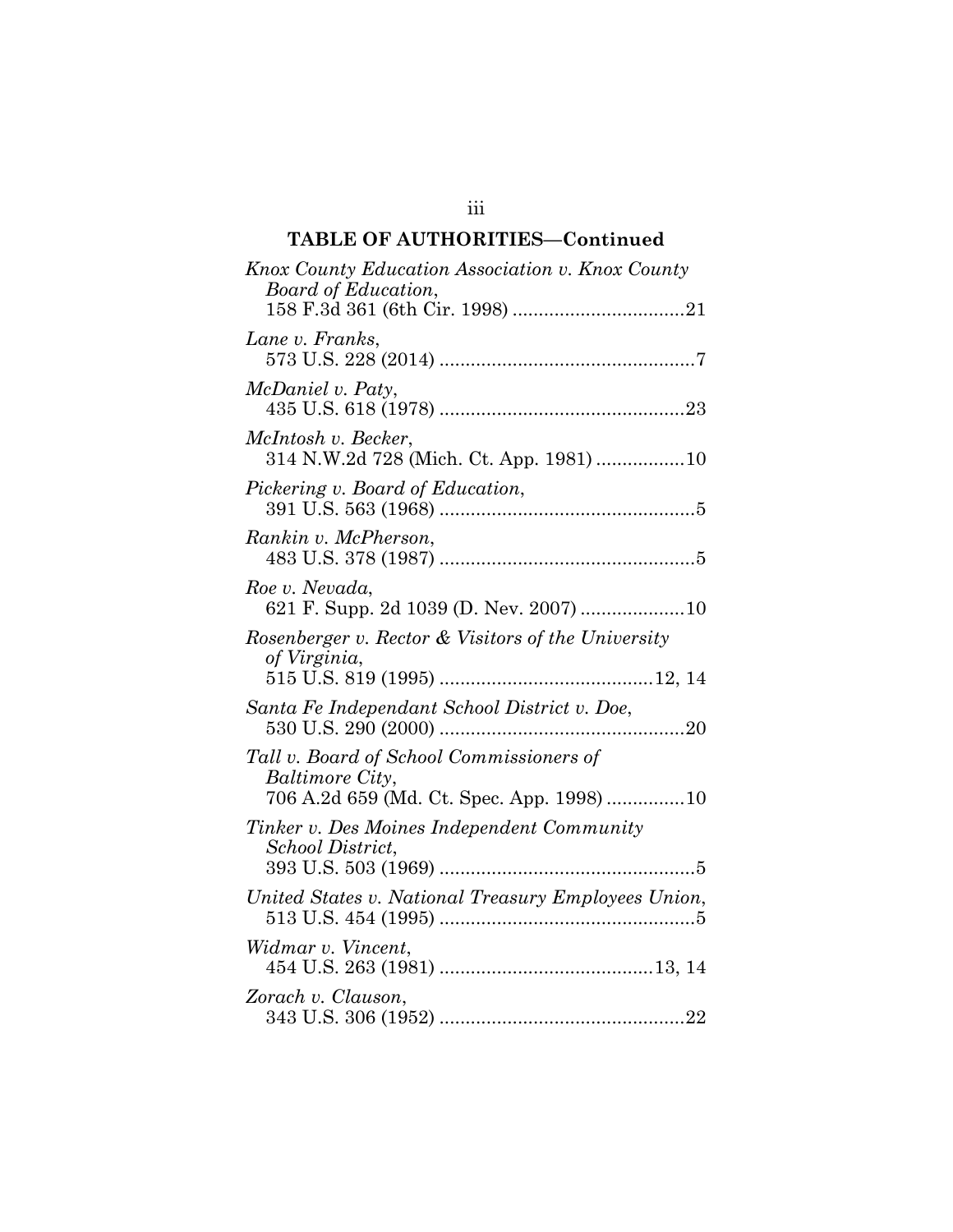## TABLE OF AUTHORITIES—Continued

*Knox County Education Association v. Knox County Board of Education*,
158 F.3d 361 (6th Cir. 1998) ................................21

*Lane v. Franks*,
573 U.S. 228 (2014) ................................................7

*McDaniel v. Paty*,
435 U.S. 618 (1978) ..............................................23

*McIntosh v. Becker*,
314 N.W.2d 728 (Mich. Ct. App. 1981) ................10

*Pickering v. Board of Education*,
391 U.S. 563 (1968) ................................................5

*Rankin v. McPherson*,
483 U.S. 378 (1987) ................................................5

*Roe v. Nevada*,
621 F. Supp. 2d 1039 (D. Nev. 2007) ....................10

*Rosenberger v. Rector & Visitors of the University of Virginia*,
515 U.S. 819 (1995) ........................................12, 14

*Santa Fe Independant School District v. Doe*,
530 U.S. 290 (2000) ..............................................20

*Tall v. Board of School Commissioners of Baltimore City*,
706 A.2d 659 (Md. Ct. Spec. App. 1998) ..............10

*Tinker v. Des Moines Independent Community School District*,
393 U.S. 503 (1969) ................................................5

*United States v. National Treasury Employees Union*,
513 U.S. 454 (1995) ................................................5

*Widmar v. Vincent*,
454 U.S. 263 (1981) ........................................13, 14

*Zorach v. Clauson*,
343 U.S. 306 (1952) ..............................................22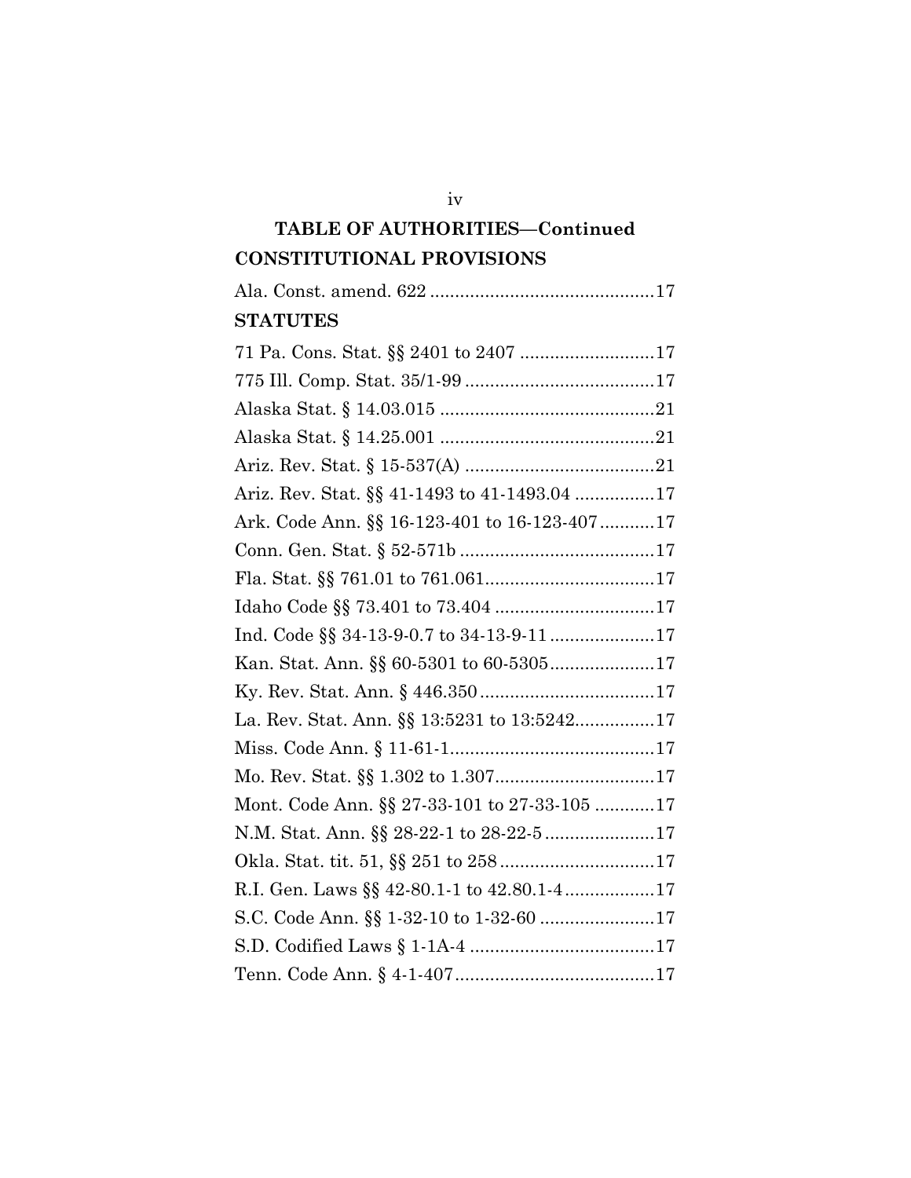**TABLE OF AUTHORITIES—Continued**

**CONSTITUTIONAL PROVISIONS**

Ala. Const. amend. 622 ............................................17

**STATUTES**

71 Pa. Cons. Stat. §§ 2401 to 2407 ..........................17

775 Ill. Comp. Stat. 35/1-99 ......................................17

Alaska Stat. § 14.03.015 ...........................................21

Alaska Stat. § 14.25.001 ...........................................21

Ariz. Rev. Stat. § 15-537(A) ......................................21

Ariz. Rev. Stat. §§ 41-1493 to 41-1493.04 ................17

Ark. Code Ann. §§ 16-123-401 to 16-123-407...........17

Conn. Gen. Stat. § 52-571b .......................................17

Fla. Stat. §§ 761.01 to 761.061..................................17

Idaho Code §§ 73.401 to 73.404 ................................17

Ind. Code §§ 34-13-9-0.7 to 34-13-9-11 .....................17

Kan. Stat. Ann. §§ 60-5301 to 60-5305.....................17

Ky. Rev. Stat. Ann. § 446.350 ...................................17

La. Rev. Stat. Ann. §§ 13:5231 to 13:5242................17

Miss. Code Ann. § 11-61-1.........................................17

Mo. Rev. Stat. §§ 1.302 to 1.307................................17

Mont. Code Ann. §§ 27-33-101 to 27-33-105 ............17

N.M. Stat. Ann. §§ 28-22-1 to 28-22-5 ......................17

Okla. Stat. tit. 51, §§ 251 to 258 ...............................17

R.I. Gen. Laws §§ 42-80.1-1 to 42.80.1-4 ..................17

S.C. Code Ann. §§ 1-32-10 to 1-32-60 .......................17

S.D. Codified Laws § 1-1A-4 .....................................17

Tenn. Code Ann. § 4-1-407........................................17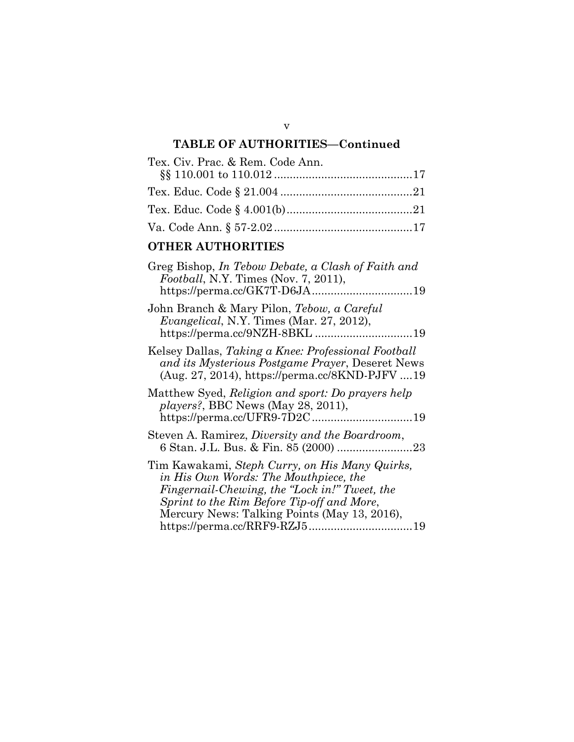## TABLE OF AUTHORITIES—Continued

Tex. Civ. Prac. & Rem. Code Ann. §§ 110.001 to 110.012 ............................................17

Tex. Educ. Code § 21.004 ..........................................21

Tex. Educ. Code § 4.001(b)........................................21

Va. Code Ann. § 57-2.02 ............................................17

## OTHER AUTHORITIES

Greg Bishop, *In Tebow Debate, a Clash of Faith and Football*, N.Y. Times (Nov. 7, 2011), https://perma.cc/GK7T-D6JA................................19

John Branch & Mary Pilon, *Tebow, a Careful Evangelical*, N.Y. Times (Mar. 27, 2012), https://perma.cc/9NZH-8BKL ...............................19

Kelsey Dallas, *Taking a Knee: Professional Football and its Mysterious Postgame Prayer*, Deseret News (Aug. 27, 2014), https://perma.cc/8KND-PJFV ....19

Matthew Syed, *Religion and sport: Do prayers help players?*, BBC News (May 28, 2011), https://perma.cc/UFR9-7D2C................................19

Steven A. Ramirez, *Diversity and the Boardroom*, 6 Stan. J.L. Bus. & Fin. 85 (2000) ........................23

Tim Kawakami, *Steph Curry, on His Many Quirks, in His Own Words: The Mouthpiece, the Fingernail-Chewing, the "Lock in!" Tweet, the Sprint to the Rim Before Tip-off and More*, Mercury News: Talking Points (May 13, 2016), https://perma.cc/RRF9-RZJ5.................................19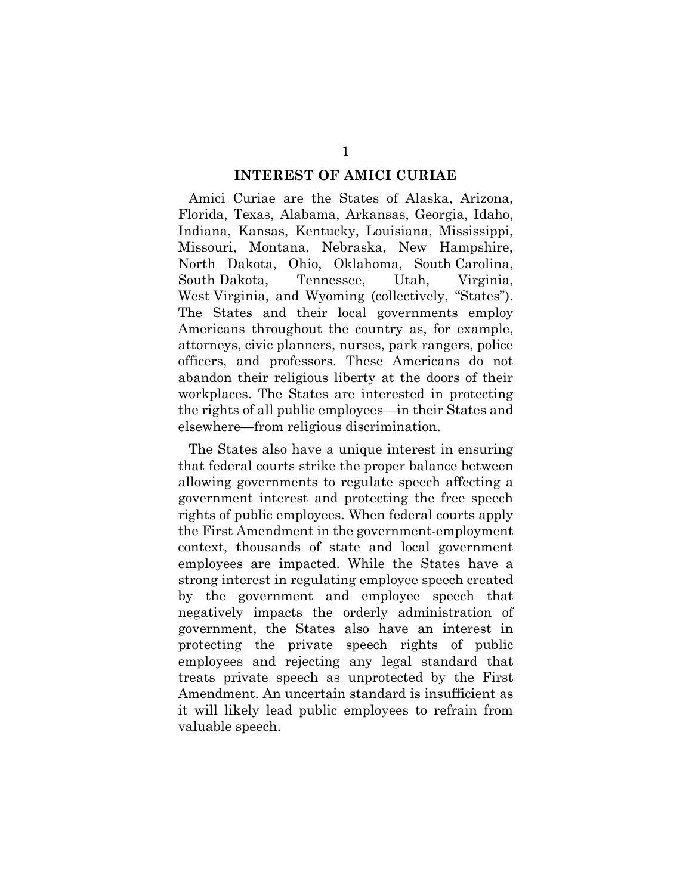## INTEREST OF AMICI CURIAE

Amici Curiae are the States of Alaska, Arizona, Florida, Texas, Alabama, Arkansas, Georgia, Idaho, Indiana, Kansas, Kentucky, Louisiana, Mississippi, Missouri, Montana, Nebraska, New Hampshire, North Dakota, Ohio, Oklahoma, South Carolina, South Dakota, Tennessee, Utah, Virginia, West Virginia, and Wyoming (collectively, "States"). The States and their local governments employ Americans throughout the country as, for example, attorneys, civic planners, nurses, park rangers, police officers, and professors. These Americans do not abandon their religious liberty at the doors of their workplaces. The States are interested in protecting the rights of all public employees—in their States and elsewhere—from religious discrimination.

The States also have a unique interest in ensuring that federal courts strike the proper balance between allowing governments to regulate speech affecting a government interest and protecting the free speech rights of public employees. When federal courts apply the First Amendment in the government-employment context, thousands of state and local government employees are impacted. While the States have a strong interest in regulating employee speech created by the government and employee speech that negatively impacts the orderly administration of government, the States also have an interest in protecting the private speech rights of public employees and rejecting any legal standard that treats private speech as unprotected by the First Amendment. An uncertain standard is insufficient as it will likely lead public employees to refrain from valuable speech.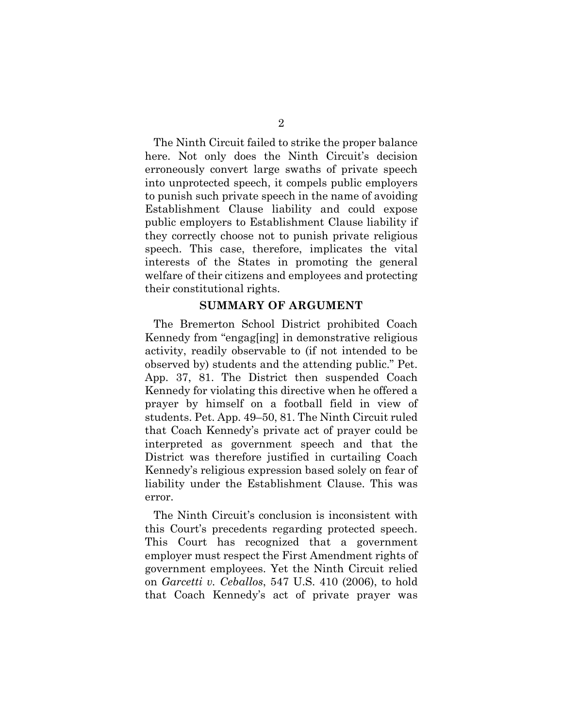The Ninth Circuit failed to strike the proper balance here. Not only does the Ninth Circuit's decision erroneously convert large swaths of private speech into unprotected speech, it compels public employers to punish such private speech in the name of avoiding Establishment Clause liability and could expose public employers to Establishment Clause liability if they correctly choose not to punish private religious speech. This case, therefore, implicates the vital interests of the States in promoting the general welfare of their citizens and employees and protecting their constitutional rights.

## SUMMARY OF ARGUMENT

The Bremerton School District prohibited Coach Kennedy from "engag[ing] in demonstrative religious activity, readily observable to (if not intended to be observed by) students and the attending public." Pet. App. 37, 81. The District then suspended Coach Kennedy for violating this directive when he offered a prayer by himself on a football field in view of students. Pet. App. 49–50, 81. The Ninth Circuit ruled that Coach Kennedy's private act of prayer could be interpreted as government speech and that the District was therefore justified in curtailing Coach Kennedy's religious expression based solely on fear of liability under the Establishment Clause. This was error.

The Ninth Circuit's conclusion is inconsistent with this Court's precedents regarding protected speech. This Court has recognized that a government employer must respect the First Amendment rights of government employees. Yet the Ninth Circuit relied on *Garcetti v. Ceballos*, 547 U.S. 410 (2006), to hold that Coach Kennedy's act of private prayer was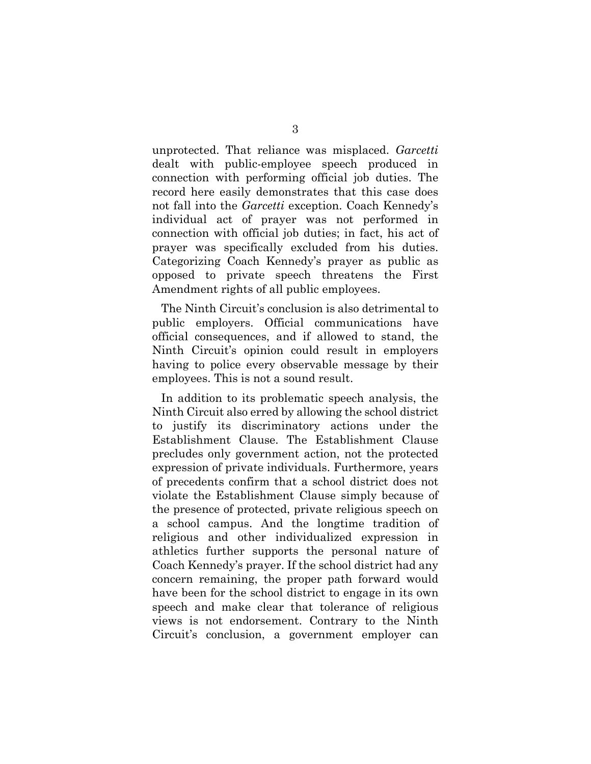unprotected. That reliance was misplaced. *Garcetti* dealt with public-employee speech produced in connection with performing official job duties. The record here easily demonstrates that this case does not fall into the *Garcetti* exception. Coach Kennedy's individual act of prayer was not performed in connection with official job duties; in fact, his act of prayer was specifically excluded from his duties. Categorizing Coach Kennedy's prayer as public as opposed to private speech threatens the First Amendment rights of all public employees.

The Ninth Circuit's conclusion is also detrimental to public employers. Official communications have official consequences, and if allowed to stand, the Ninth Circuit's opinion could result in employers having to police every observable message by their employees. This is not a sound result.

In addition to its problematic speech analysis, the Ninth Circuit also erred by allowing the school district to justify its discriminatory actions under the Establishment Clause. The Establishment Clause precludes only government action, not the protected expression of private individuals. Furthermore, years of precedents confirm that a school district does not violate the Establishment Clause simply because of the presence of protected, private religious speech on a school campus. And the longtime tradition of religious and other individualized expression in athletics further supports the personal nature of Coach Kennedy's prayer. If the school district had any concern remaining, the proper path forward would have been for the school district to engage in its own speech and make clear that tolerance of religious views is not endorsement. Contrary to the Ninth Circuit's conclusion, a government employer can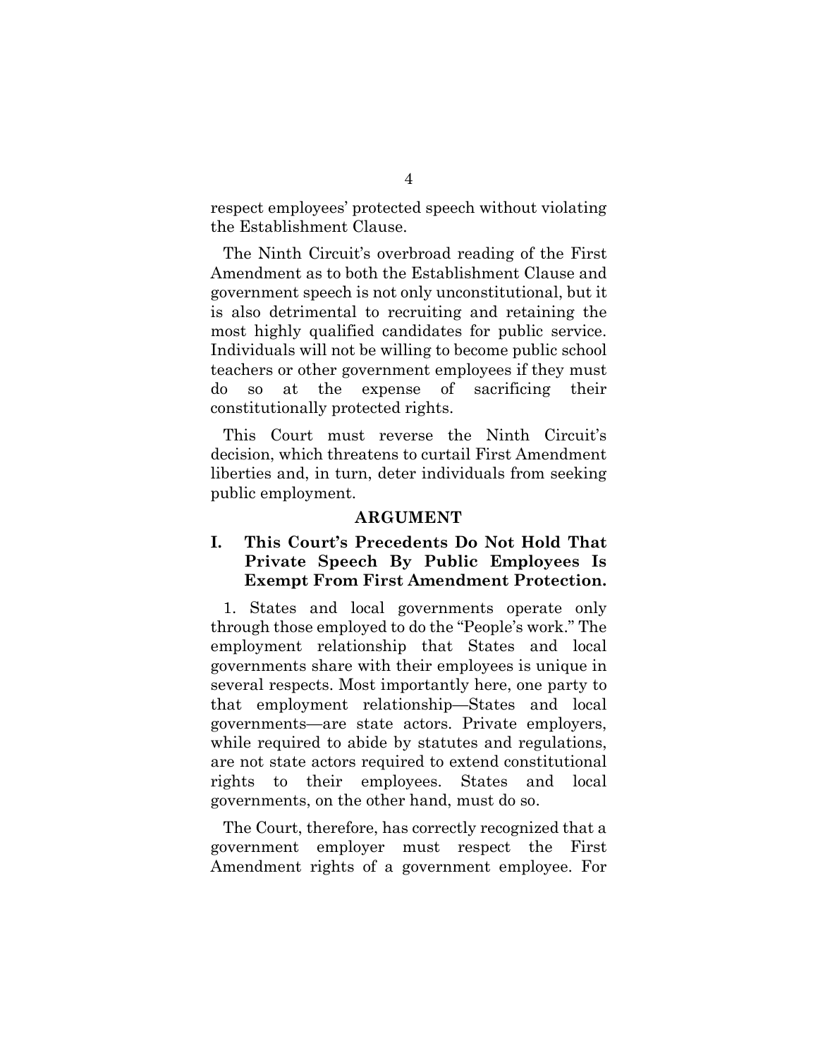respect employees' protected speech without violating the Establishment Clause.

The Ninth Circuit's overbroad reading of the First Amendment as to both the Establishment Clause and government speech is not only unconstitutional, but it is also detrimental to recruiting and retaining the most highly qualified candidates for public service. Individuals will not be willing to become public school teachers or other government employees if they must do so at the expense of sacrificing their constitutionally protected rights.

This Court must reverse the Ninth Circuit's decision, which threatens to curtail First Amendment liberties and, in turn, deter individuals from seeking public employment.

## ARGUMENT

### I. This Court's Precedents Do Not Hold That Private Speech By Public Employees Is Exempt From First Amendment Protection.

1. States and local governments operate only through those employed to do the "People's work." The employment relationship that States and local governments share with their employees is unique in several respects. Most importantly here, one party to that employment relationship—States and local governments—are state actors. Private employers, while required to abide by statutes and regulations, are not state actors required to extend constitutional rights to their employees. States and local governments, on the other hand, must do so.

The Court, therefore, has correctly recognized that a government employer must respect the First Amendment rights of a government employee. For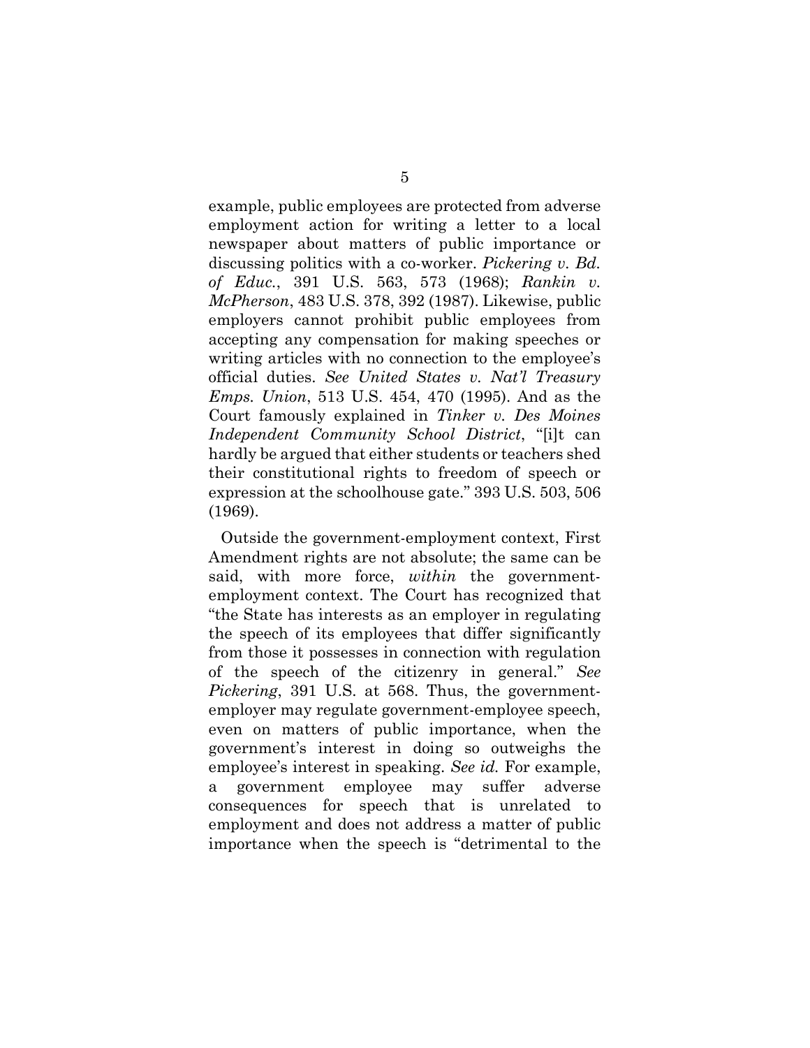example, public employees are protected from adverse employment action for writing a letter to a local newspaper about matters of public importance or discussing politics with a co-worker. *Pickering v. Bd. of Educ.*, 391 U.S. 563, 573 (1968); *Rankin v. McPherson*, 483 U.S. 378, 392 (1987). Likewise, public employers cannot prohibit public employees from accepting any compensation for making speeches or writing articles with no connection to the employee's official duties. *See United States v. Nat'l Treasury Emps. Union*, 513 U.S. 454, 470 (1995). And as the Court famously explained in *Tinker v. Des Moines Independent Community School District*, "[i]t can hardly be argued that either students or teachers shed their constitutional rights to freedom of speech or expression at the schoolhouse gate." 393 U.S. 503, 506 (1969).

Outside the government-employment context, First Amendment rights are not absolute; the same can be said, with more force, *within* the government-employment context. The Court has recognized that "the State has interests as an employer in regulating the speech of its employees that differ significantly from those it possesses in connection with regulation of the speech of the citizenry in general." *See Pickering*, 391 U.S. at 568. Thus, the government-employer may regulate government-employee speech, even on matters of public importance, when the government's interest in doing so outweighs the employee's interest in speaking. *See id.* For example, a government employee may suffer adverse consequences for speech that is unrelated to employment and does not address a matter of public importance when the speech is "detrimental to the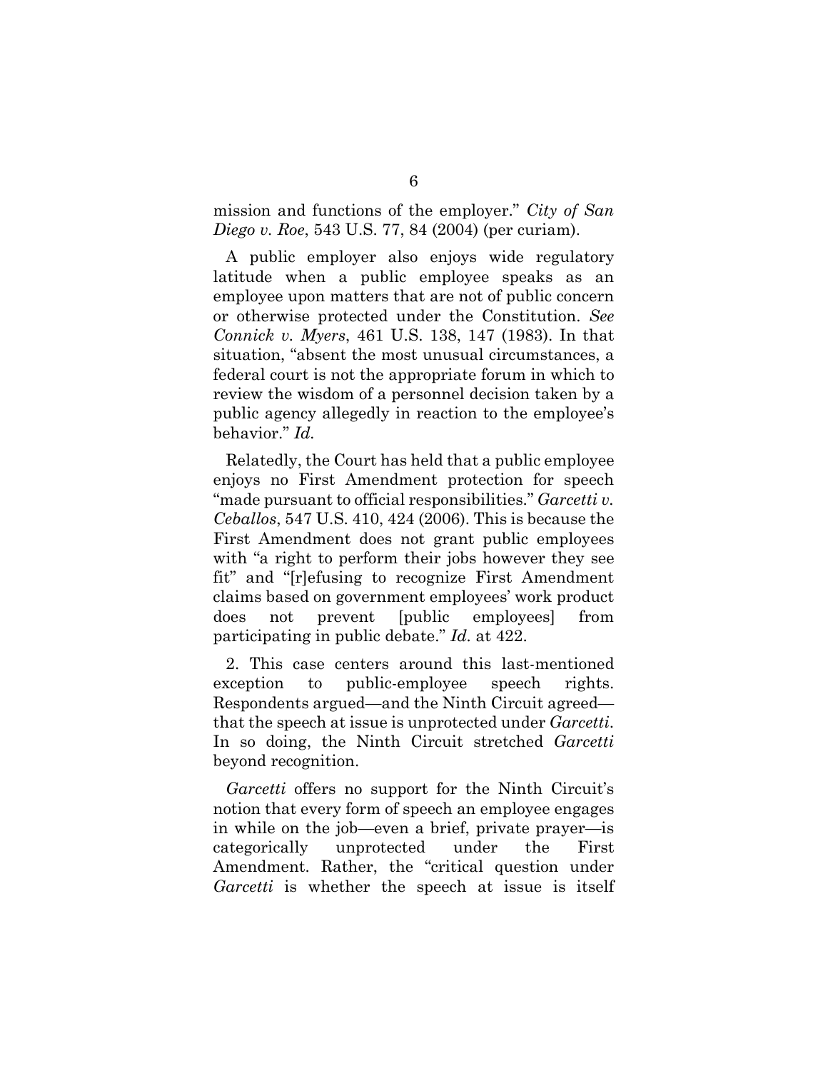mission and functions of the employer." *City of San Diego v. Roe*, 543 U.S. 77, 84 (2004) (per curiam).

A public employer also enjoys wide regulatory latitude when a public employee speaks as an employee upon matters that are not of public concern or otherwise protected under the Constitution. *See Connick v. Myers*, 461 U.S. 138, 147 (1983). In that situation, "absent the most unusual circumstances, a federal court is not the appropriate forum in which to review the wisdom of a personnel decision taken by a public agency allegedly in reaction to the employee's behavior." *Id.*

Relatedly, the Court has held that a public employee enjoys no First Amendment protection for speech "made pursuant to official responsibilities." *Garcetti v. Ceballos*, 547 U.S. 410, 424 (2006). This is because the First Amendment does not grant public employees with "a right to perform their jobs however they see fit" and "[r]efusing to recognize First Amendment claims based on government employees' work product does not prevent [public employees] from participating in public debate." *Id.* at 422.

2. This case centers around this last-mentioned exception to public-employee speech rights. Respondents argued—and the Ninth Circuit agreed—that the speech at issue is unprotected under *Garcetti*. In so doing, the Ninth Circuit stretched *Garcetti* beyond recognition.

*Garcetti* offers no support for the Ninth Circuit's notion that every form of speech an employee engages in while on the job—even a brief, private prayer—is categorically unprotected under the First Amendment. Rather, the "critical question under *Garcetti* is whether the speech at issue is itself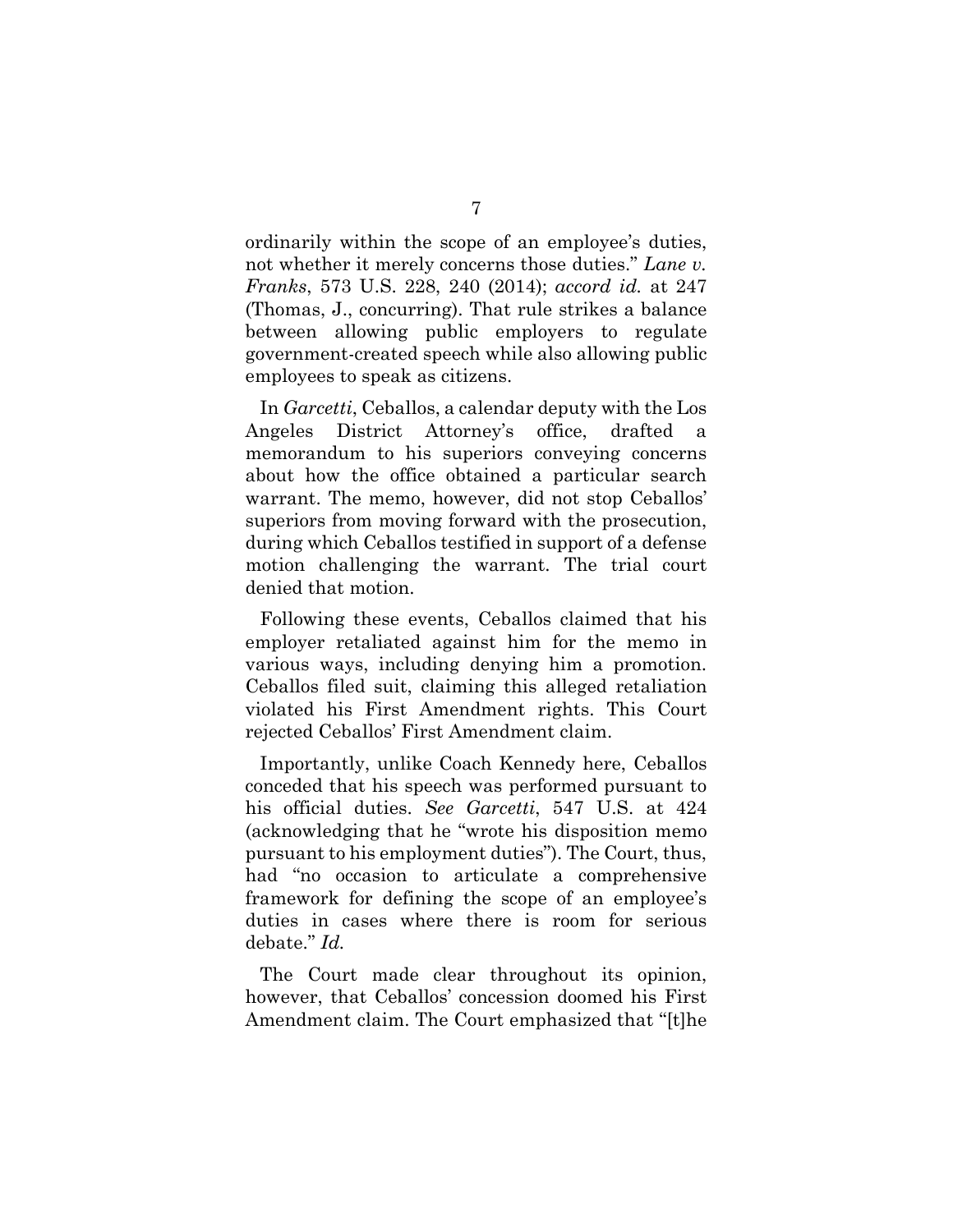ordinarily within the scope of an employee's duties, not whether it merely concerns those duties." *Lane v. Franks*, 573 U.S. 228, 240 (2014); *accord id.* at 247 (Thomas, J., concurring). That rule strikes a balance between allowing public employers to regulate government-created speech while also allowing public employees to speak as citizens.

In *Garcetti*, Ceballos, a calendar deputy with the Los Angeles District Attorney's office, drafted a memorandum to his superiors conveying concerns about how the office obtained a particular search warrant. The memo, however, did not stop Ceballos' superiors from moving forward with the prosecution, during which Ceballos testified in support of a defense motion challenging the warrant. The trial court denied that motion.

Following these events, Ceballos claimed that his employer retaliated against him for the memo in various ways, including denying him a promotion. Ceballos filed suit, claiming this alleged retaliation violated his First Amendment rights. This Court rejected Ceballos' First Amendment claim.

Importantly, unlike Coach Kennedy here, Ceballos conceded that his speech was performed pursuant to his official duties. *See Garcetti*, 547 U.S. at 424 (acknowledging that he "wrote his disposition memo pursuant to his employment duties"). The Court, thus, had "no occasion to articulate a comprehensive framework for defining the scope of an employee's duties in cases where there is room for serious debate." *Id.*

The Court made clear throughout its opinion, however, that Ceballos' concession doomed his First Amendment claim. The Court emphasized that "[t]he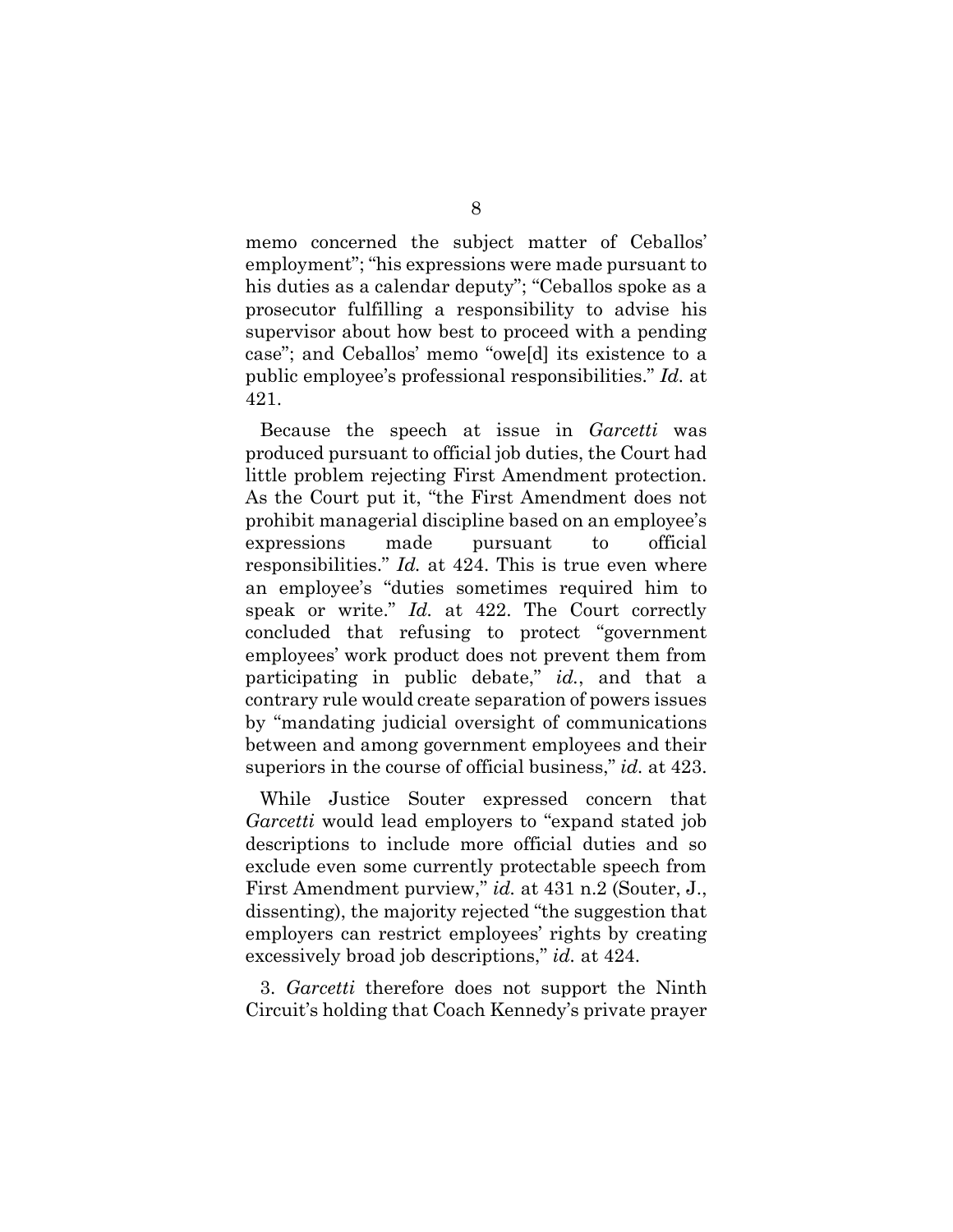memo concerned the subject matter of Ceballos' employment"; "his expressions were made pursuant to his duties as a calendar deputy"; "Ceballos spoke as a prosecutor fulfilling a responsibility to advise his supervisor about how best to proceed with a pending case"; and Ceballos' memo "owe[d] its existence to a public employee's professional responsibilities." *Id.* at 421.

Because the speech at issue in *Garcetti* was produced pursuant to official job duties, the Court had little problem rejecting First Amendment protection. As the Court put it, "the First Amendment does not prohibit managerial discipline based on an employee's expressions made pursuant to official responsibilities." *Id.* at 424. This is true even where an employee's "duties sometimes required him to speak or write." *Id.* at 422. The Court correctly concluded that refusing to protect "government employees' work product does not prevent them from participating in public debate," *id.*, and that a contrary rule would create separation of powers issues by "mandating judicial oversight of communications between and among government employees and their superiors in the course of official business," *id.* at 423.

While Justice Souter expressed concern that *Garcetti* would lead employers to "expand stated job descriptions to include more official duties and so exclude even some currently protectable speech from First Amendment purview," *id.* at 431 n.2 (Souter, J., dissenting), the majority rejected "the suggestion that employers can restrict employees' rights by creating excessively broad job descriptions," *id.* at 424.

3. *Garcetti* therefore does not support the Ninth Circuit's holding that Coach Kennedy's private prayer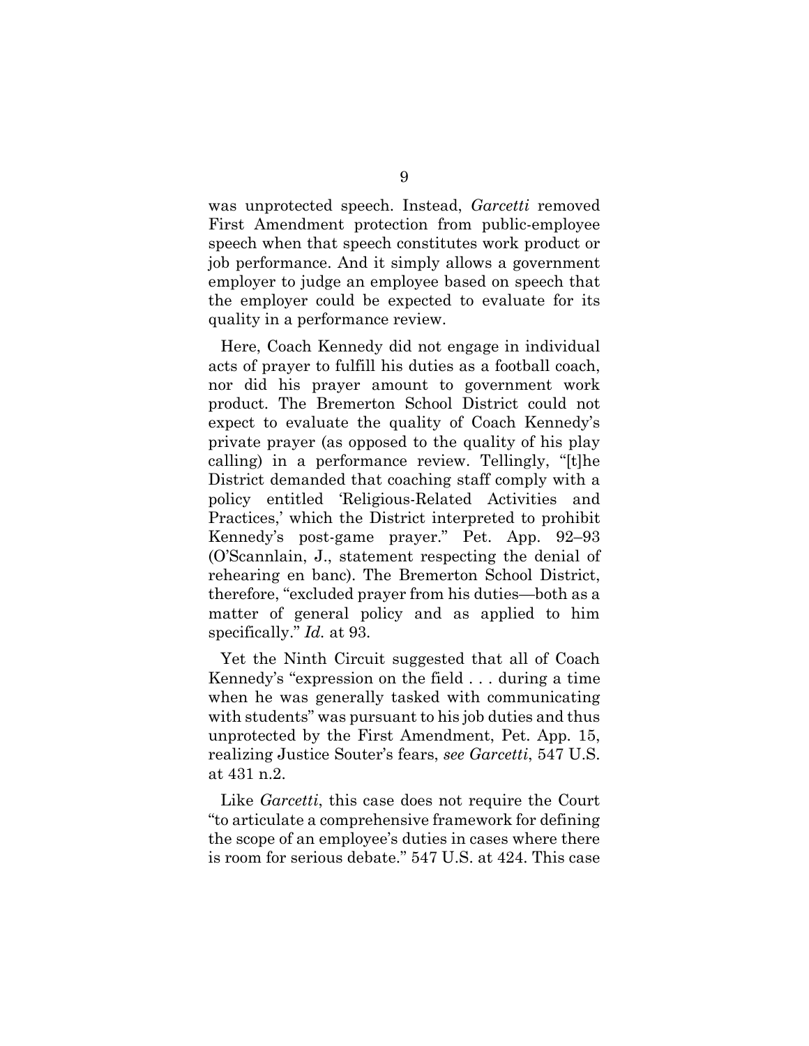was unprotected speech. Instead, *Garcetti* removed First Amendment protection from public-employee speech when that speech constitutes work product or job performance. And it simply allows a government employer to judge an employee based on speech that the employer could be expected to evaluate for its quality in a performance review.

Here, Coach Kennedy did not engage in individual acts of prayer to fulfill his duties as a football coach, nor did his prayer amount to government work product. The Bremerton School District could not expect to evaluate the quality of Coach Kennedy's private prayer (as opposed to the quality of his play calling) in a performance review. Tellingly, "[t]he District demanded that coaching staff comply with a policy entitled 'Religious-Related Activities and Practices,' which the District interpreted to prohibit Kennedy's post-game prayer." Pet. App. 92–93 (O'Scannlain, J., statement respecting the denial of rehearing en banc). The Bremerton School District, therefore, "excluded prayer from his duties—both as a matter of general policy and as applied to him specifically." *Id.* at 93.

Yet the Ninth Circuit suggested that all of Coach Kennedy's "expression on the field . . . during a time when he was generally tasked with communicating with students" was pursuant to his job duties and thus unprotected by the First Amendment, Pet. App. 15, realizing Justice Souter's fears, *see Garcetti*, 547 U.S. at 431 n.2.

Like *Garcetti*, this case does not require the Court "to articulate a comprehensive framework for defining the scope of an employee's duties in cases where there is room for serious debate." 547 U.S. at 424. This case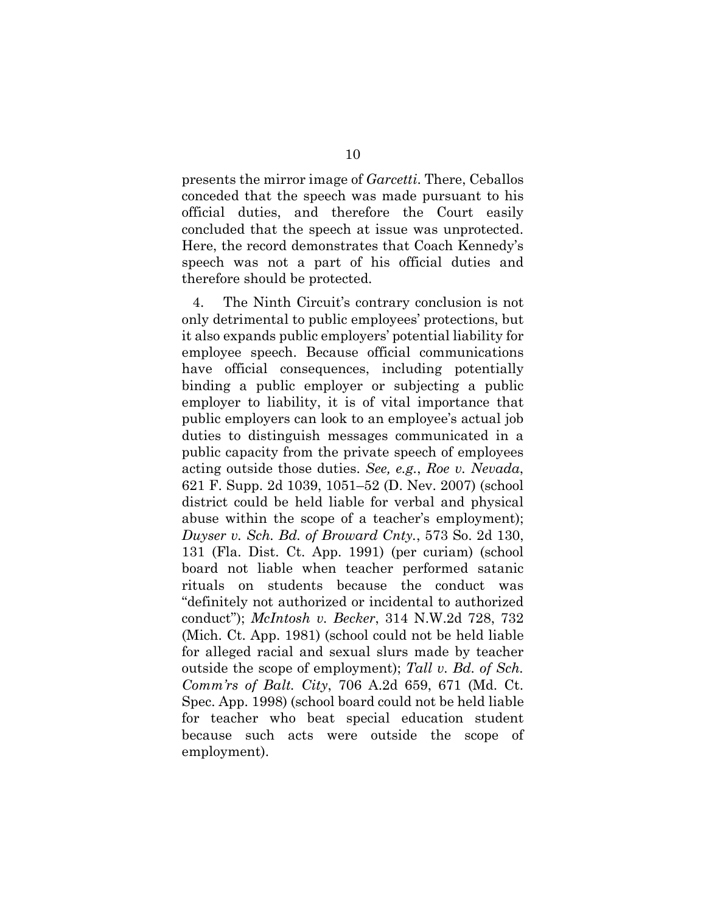presents the mirror image of *Garcetti*. There, Ceballos conceded that the speech was made pursuant to his official duties, and therefore the Court easily concluded that the speech at issue was unprotected. Here, the record demonstrates that Coach Kennedy's speech was not a part of his official duties and therefore should be protected.

4. The Ninth Circuit's contrary conclusion is not only detrimental to public employees' protections, but it also expands public employers' potential liability for employee speech. Because official communications have official consequences, including potentially binding a public employer or subjecting a public employer to liability, it is of vital importance that public employers can look to an employee's actual job duties to distinguish messages communicated in a public capacity from the private speech of employees acting outside those duties. *See, e.g.*, *Roe v. Nevada*, 621 F. Supp. 2d 1039, 1051–52 (D. Nev. 2007) (school district could be held liable for verbal and physical abuse within the scope of a teacher's employment); *Duyser v. Sch. Bd. of Broward Cnty.*, 573 So. 2d 130, 131 (Fla. Dist. Ct. App. 1991) (per curiam) (school board not liable when teacher performed satanic rituals on students because the conduct was "definitely not authorized or incidental to authorized conduct"); *McIntosh v. Becker*, 314 N.W.2d 728, 732 (Mich. Ct. App. 1981) (school could not be held liable for alleged racial and sexual slurs made by teacher outside the scope of employment); *Tall v. Bd. of Sch. Comm'rs of Balt. City*, 706 A.2d 659, 671 (Md. Ct. Spec. App. 1998) (school board could not be held liable for teacher who beat special education student because such acts were outside the scope of employment).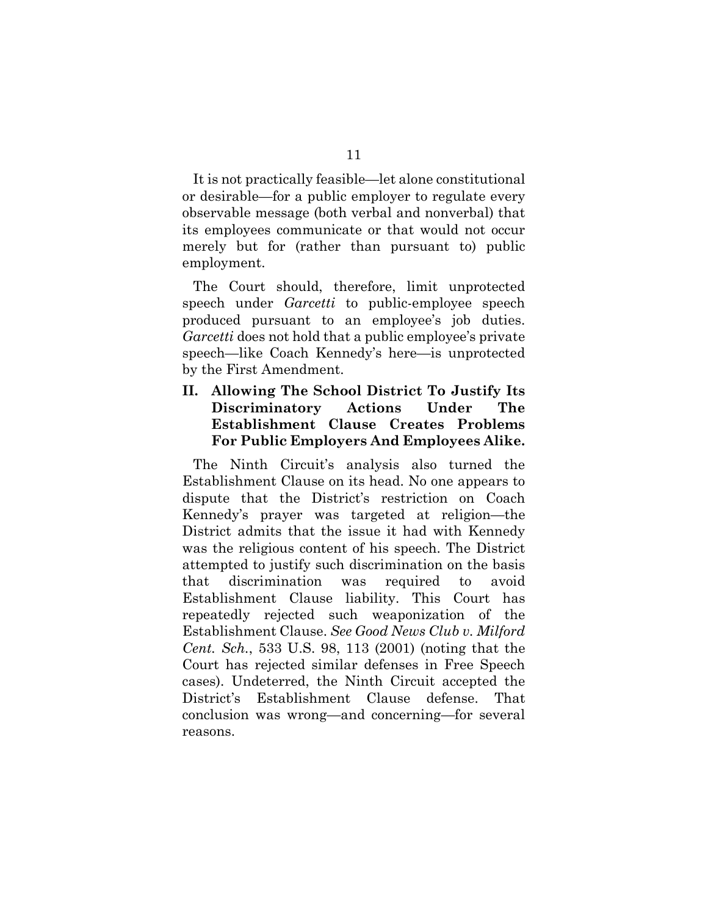It is not practically feasible—let alone constitutional or desirable—for a public employer to regulate every observable message (both verbal and nonverbal) that its employees communicate or that would not occur merely but for (rather than pursuant to) public employment.

The Court should, therefore, limit unprotected speech under *Garcetti* to public-employee speech produced pursuant to an employee's job duties. *Garcetti* does not hold that a public employee's private speech—like Coach Kennedy's here—is unprotected by the First Amendment.

## II. Allowing The School District To Justify Its Discriminatory Actions Under The Establishment Clause Creates Problems For Public Employers And Employees Alike.

The Ninth Circuit's analysis also turned the Establishment Clause on its head. No one appears to dispute that the District's restriction on Coach Kennedy's prayer was targeted at religion—the District admits that the issue it had with Kennedy was the religious content of his speech. The District attempted to justify such discrimination on the basis that discrimination was required to avoid Establishment Clause liability. This Court has repeatedly rejected such weaponization of the Establishment Clause. *See Good News Club v. Milford Cent. Sch.*, 533 U.S. 98, 113 (2001) (noting that the Court has rejected similar defenses in Free Speech cases). Undeterred, the Ninth Circuit accepted the District's Establishment Clause defense. That conclusion was wrong—and concerning—for several reasons.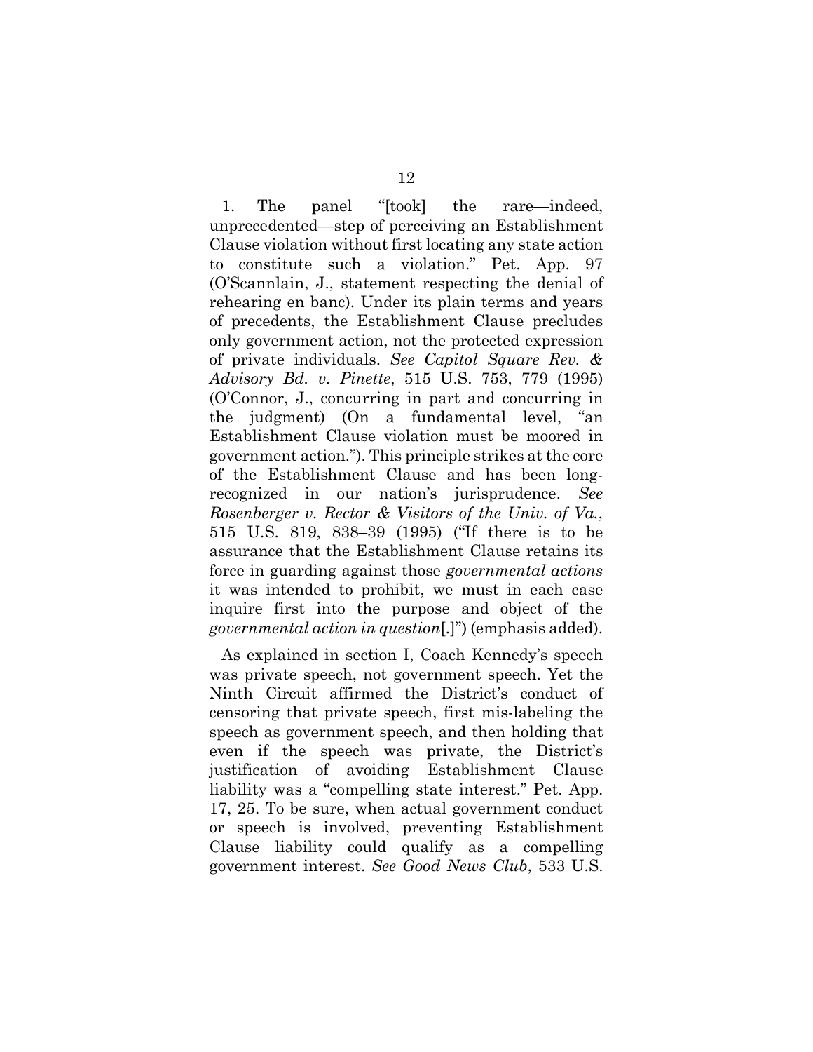1. The panel "[took] the rare—indeed, unprecedented—step of perceiving an Establishment Clause violation without first locating any state action to constitute such a violation." Pet. App. 97 (O'Scannlain, J., statement respecting the denial of rehearing en banc). Under its plain terms and years of precedents, the Establishment Clause precludes only government action, not the protected expression of private individuals. *See Capitol Square Rev. & Advisory Bd. v. Pinette*, 515 U.S. 753, 779 (1995) (O'Connor, J., concurring in part and concurring in the judgment) (On a fundamental level, "an Establishment Clause violation must be moored in government action."). This principle strikes at the core of the Establishment Clause and has been long-recognized in our nation's jurisprudence. *See Rosenberger v. Rector & Visitors of the Univ. of Va.*, 515 U.S. 819, 838–39 (1995) ("If there is to be assurance that the Establishment Clause retains its force in guarding against those *governmental actions* it was intended to prohibit, we must in each case inquire first into the purpose and object of the *governmental action in question*[.]") (emphasis added).

As explained in section I, Coach Kennedy's speech was private speech, not government speech. Yet the Ninth Circuit affirmed the District's conduct of censoring that private speech, first mis-labeling the speech as government speech, and then holding that even if the speech was private, the District's justification of avoiding Establishment Clause liability was a "compelling state interest." Pet. App. 17, 25. To be sure, when actual government conduct or speech is involved, preventing Establishment Clause liability could qualify as a compelling government interest. *See Good News Club*, 533 U.S.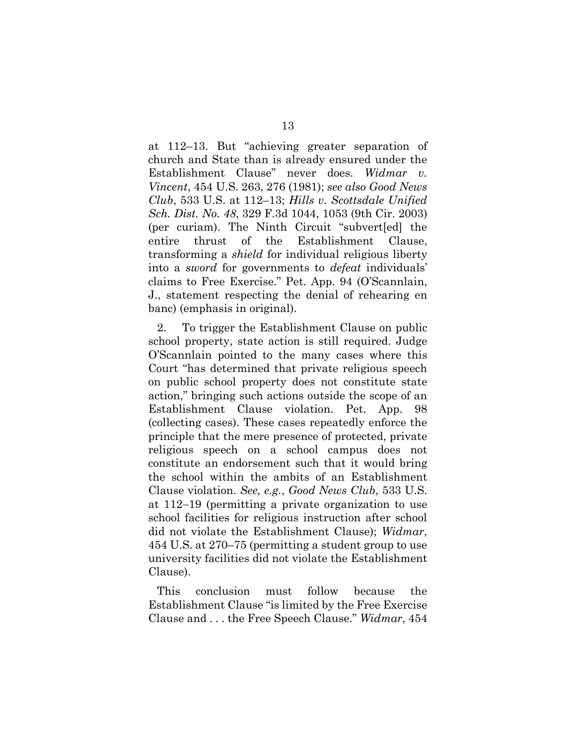at 112–13. But "achieving greater separation of church and State than is already ensured under the Establishment Clause" never does. *Widmar v. Vincent*, 454 U.S. 263, 276 (1981); *see also Good News Club*, 533 U.S. at 112–13; *Hills v. Scottsdale Unified Sch. Dist. No. 48*, 329 F.3d 1044, 1053 (9th Cir. 2003) (per curiam). The Ninth Circuit "subvert[ed] the entire thrust of the Establishment Clause, transforming a *shield* for individual religious liberty into a *sword* for governments to *defeat* individuals' claims to Free Exercise." Pet. App. 94 (O'Scannlain, J., statement respecting the denial of rehearing en banc) (emphasis in original).

2. To trigger the Establishment Clause on public school property, state action is still required. Judge O'Scannlain pointed to the many cases where this Court "has determined that private religious speech on public school property does not constitute state action," bringing such actions outside the scope of an Establishment Clause violation. Pet. App. 98 (collecting cases). These cases repeatedly enforce the principle that the mere presence of protected, private religious speech on a school campus does not constitute an endorsement such that it would bring the school within the ambits of an Establishment Clause violation. *See, e.g.*, *Good News Club*, 533 U.S. at 112–19 (permitting a private organization to use school facilities for religious instruction after school did not violate the Establishment Clause); *Widmar*, 454 U.S. at 270–75 (permitting a student group to use university facilities did not violate the Establishment Clause).

This conclusion must follow because the Establishment Clause "is limited by the Free Exercise Clause and . . . the Free Speech Clause." *Widmar*, 454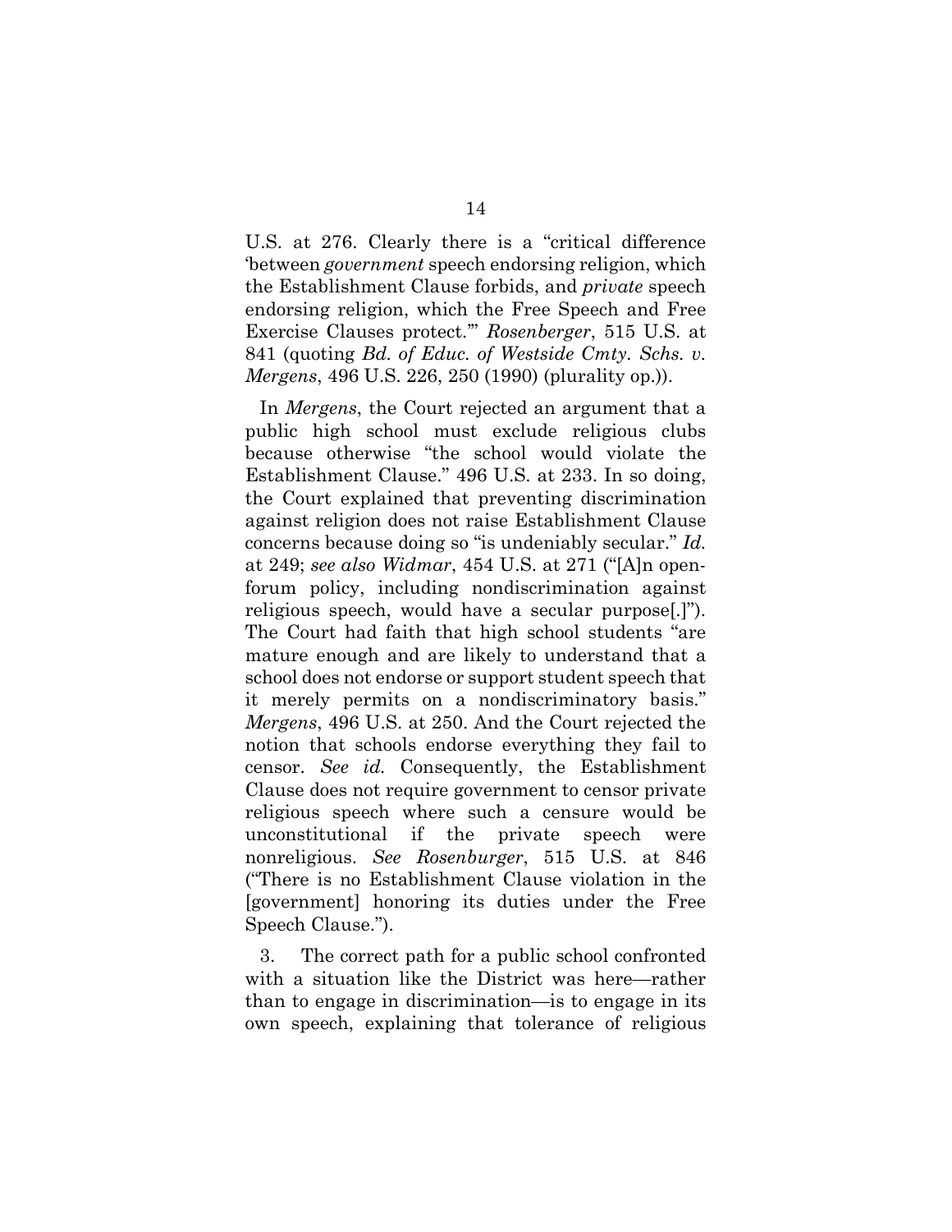U.S. at 276. Clearly there is a "critical difference 'between *government* speech endorsing religion, which the Establishment Clause forbids, and *private* speech endorsing religion, which the Free Speech and Free Exercise Clauses protect.'" *Rosenberger*, 515 U.S. at 841 (quoting *Bd. of Educ. of Westside Cmty. Schs. v. Mergens*, 496 U.S. 226, 250 (1990) (plurality op.)).

In *Mergens*, the Court rejected an argument that a public high school must exclude religious clubs because otherwise "the school would violate the Establishment Clause." 496 U.S. at 233. In so doing, the Court explained that preventing discrimination against religion does not raise Establishment Clause concerns because doing so "is undeniably secular." *Id.* at 249; *see also Widmar*, 454 U.S. at 271 ("[A]n open-forum policy, including nondiscrimination against religious speech, would have a secular purpose[.]"). The Court had faith that high school students "are mature enough and are likely to understand that a school does not endorse or support student speech that it merely permits on a nondiscriminatory basis." *Mergens*, 496 U.S. at 250. And the Court rejected the notion that schools endorse everything they fail to censor. *See id.* Consequently, the Establishment Clause does not require government to censor private religious speech where such a censure would be unconstitutional if the private speech were nonreligious. *See Rosenburger*, 515 U.S. at 846 ("There is no Establishment Clause violation in the [government] honoring its duties under the Free Speech Clause.").

3. The correct path for a public school confronted with a situation like the District was here—rather than to engage in discrimination—is to engage in its own speech, explaining that tolerance of religious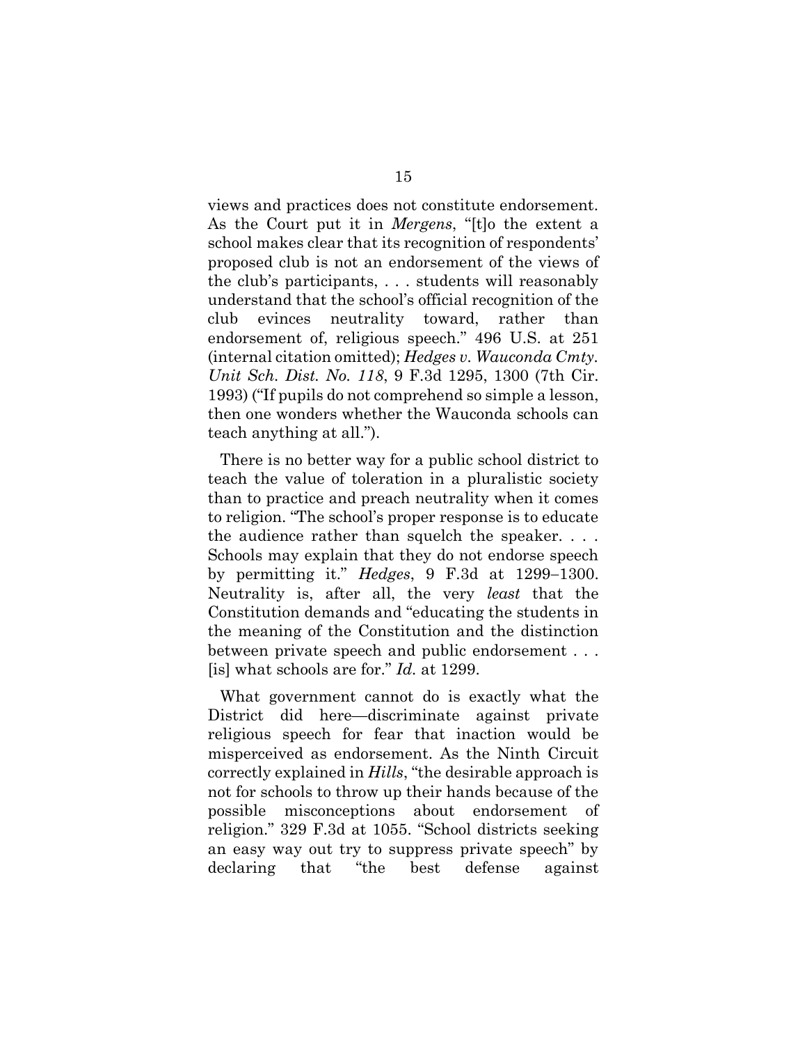views and practices does not constitute endorsement. As the Court put it in *Mergens*, "[t]o the extent a school makes clear that its recognition of respondents' proposed club is not an endorsement of the views of the club's participants, . . . students will reasonably understand that the school's official recognition of the club evinces neutrality toward, rather than endorsement of, religious speech." 496 U.S. at 251 (internal citation omitted); *Hedges v. Wauconda Cmty. Unit Sch. Dist. No. 118*, 9 F.3d 1295, 1300 (7th Cir. 1993) ("If pupils do not comprehend so simple a lesson, then one wonders whether the Wauconda schools can teach anything at all.").

There is no better way for a public school district to teach the value of toleration in a pluralistic society than to practice and preach neutrality when it comes to religion. "The school's proper response is to educate the audience rather than squelch the speaker. . . . Schools may explain that they do not endorse speech by permitting it." *Hedges*, 9 F.3d at 1299–1300. Neutrality is, after all, the very *least* that the Constitution demands and "educating the students in the meaning of the Constitution and the distinction between private speech and public endorsement . . . [is] what schools are for." *Id.* at 1299.

What government cannot do is exactly what the District did here—discriminate against private religious speech for fear that inaction would be misperceived as endorsement. As the Ninth Circuit correctly explained in *Hills*, "the desirable approach is not for schools to throw up their hands because of the possible misconceptions about endorsement of religion." 329 F.3d at 1055. "School districts seeking an easy way out try to suppress private speech" by declaring that "the best defense against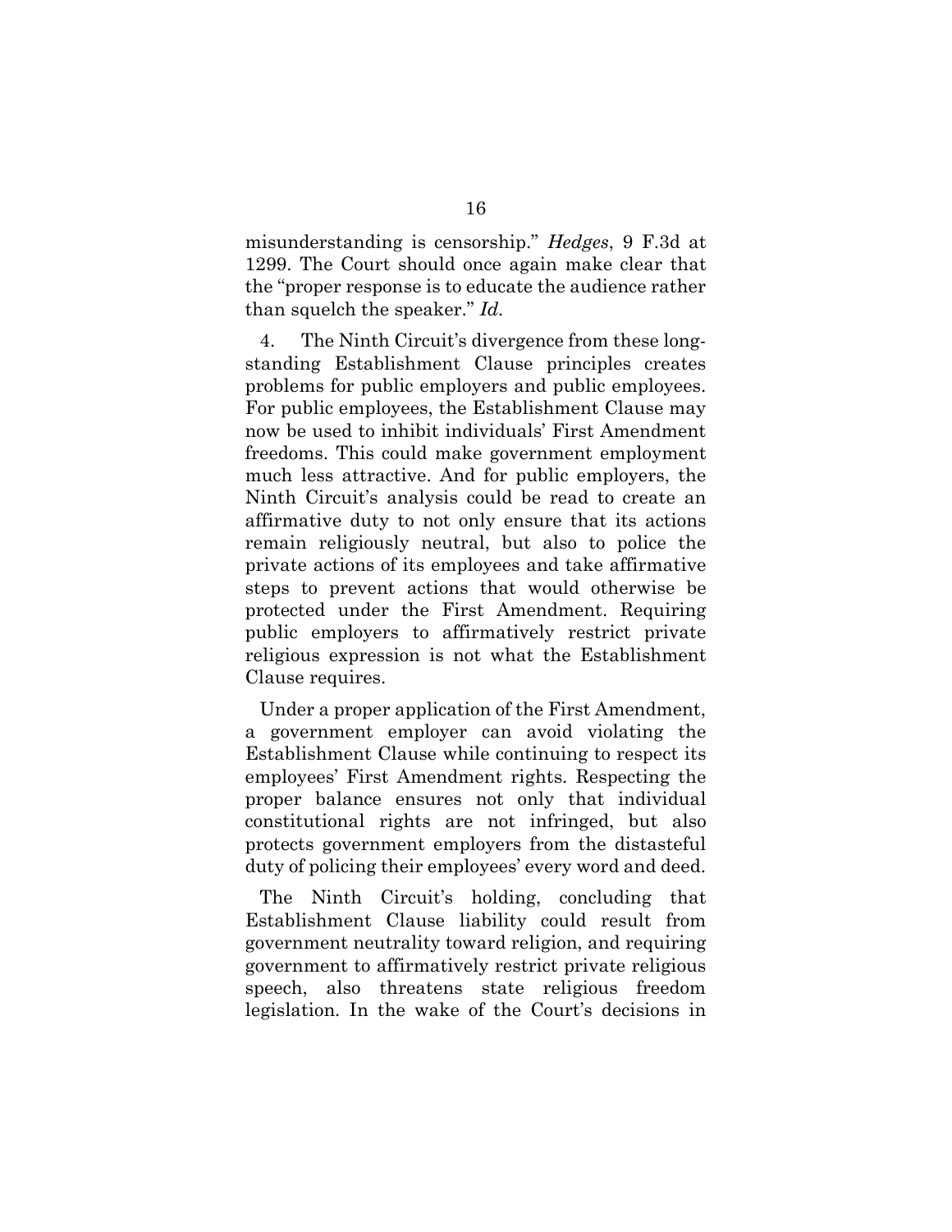misunderstanding is censorship." *Hedges*, 9 F.3d at 1299. The Court should once again make clear that the "proper response is to educate the audience rather than squelch the speaker." *Id.*

4. The Ninth Circuit's divergence from these long-standing Establishment Clause principles creates problems for public employers and public employees. For public employees, the Establishment Clause may now be used to inhibit individuals' First Amendment freedoms. This could make government employment much less attractive. And for public employers, the Ninth Circuit's analysis could be read to create an affirmative duty to not only ensure that its actions remain religiously neutral, but also to police the private actions of its employees and take affirmative steps to prevent actions that would otherwise be protected under the First Amendment. Requiring public employers to affirmatively restrict private religious expression is not what the Establishment Clause requires.

Under a proper application of the First Amendment, a government employer can avoid violating the Establishment Clause while continuing to respect its employees' First Amendment rights. Respecting the proper balance ensures not only that individual constitutional rights are not infringed, but also protects government employers from the distasteful duty of policing their employees' every word and deed.

The Ninth Circuit's holding, concluding that Establishment Clause liability could result from government neutrality toward religion, and requiring government to affirmatively restrict private religious speech, also threatens state religious freedom legislation. In the wake of the Court's decisions in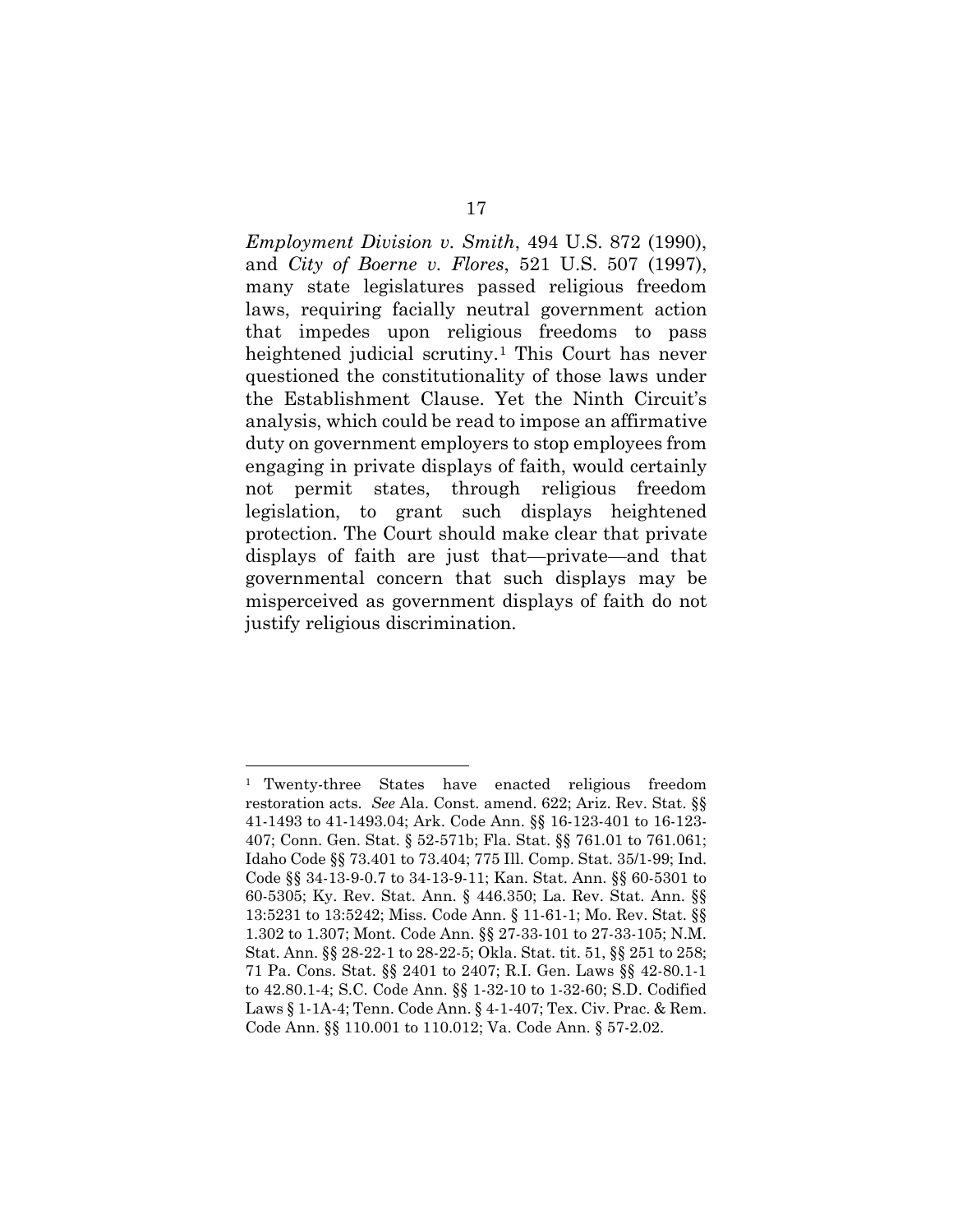*Employment Division v. Smith*, 494 U.S. 872 (1990), and *City of Boerne v. Flores*, 521 U.S. 507 (1997), many state legislatures passed religious freedom laws, requiring facially neutral government action that impedes upon religious freedoms to pass heightened judicial scrutiny.[1] This Court has never questioned the constitutionality of those laws under the Establishment Clause. Yet the Ninth Circuit's analysis, which could be read to impose an affirmative duty on government employers to stop employees from engaging in private displays of faith, would certainly not permit states, through religious freedom legislation, to grant such displays heightened protection. The Court should make clear that private displays of faith are just that—private—and that governmental concern that such displays may be misperceived as government displays of faith do not justify religious discrimination.

---

[1] Twenty-three States have enacted religious freedom restoration acts. *See* Ala. Const. amend. 622; Ariz. Rev. Stat. §§ 41-1493 to 41-1493.04; Ark. Code Ann. §§ 16-123-401 to 16-123-407; Conn. Gen. Stat. § 52-571b; Fla. Stat. §§ 761.01 to 761.061; Idaho Code §§ 73.401 to 73.404; 775 Ill. Comp. Stat. 35/1-99; Ind. Code §§ 34-13-9-0.7 to 34-13-9-11; Kan. Stat. Ann. §§ 60-5301 to 60-5305; Ky. Rev. Stat. Ann. § 446.350; La. Rev. Stat. Ann. §§ 13:5231 to 13:5242; Miss. Code Ann. § 11-61-1; Mo. Rev. Stat. §§ 1.302 to 1.307; Mont. Code Ann. §§ 27-33-101 to 27-33-105; N.M. Stat. Ann. §§ 28-22-1 to 28-22-5; Okla. Stat. tit. 51, §§ 251 to 258; 71 Pa. Cons. Stat. §§ 2401 to 2407; R.I. Gen. Laws §§ 42-80.1-1 to 42.80.1-4; S.C. Code Ann. §§ 1-32-10 to 1-32-60; S.D. Codified Laws § 1-1A-4; Tenn. Code Ann. § 4-1-407; Tex. Civ. Prac. & Rem. Code Ann. §§ 110.001 to 110.012; Va. Code Ann. § 57-2.02.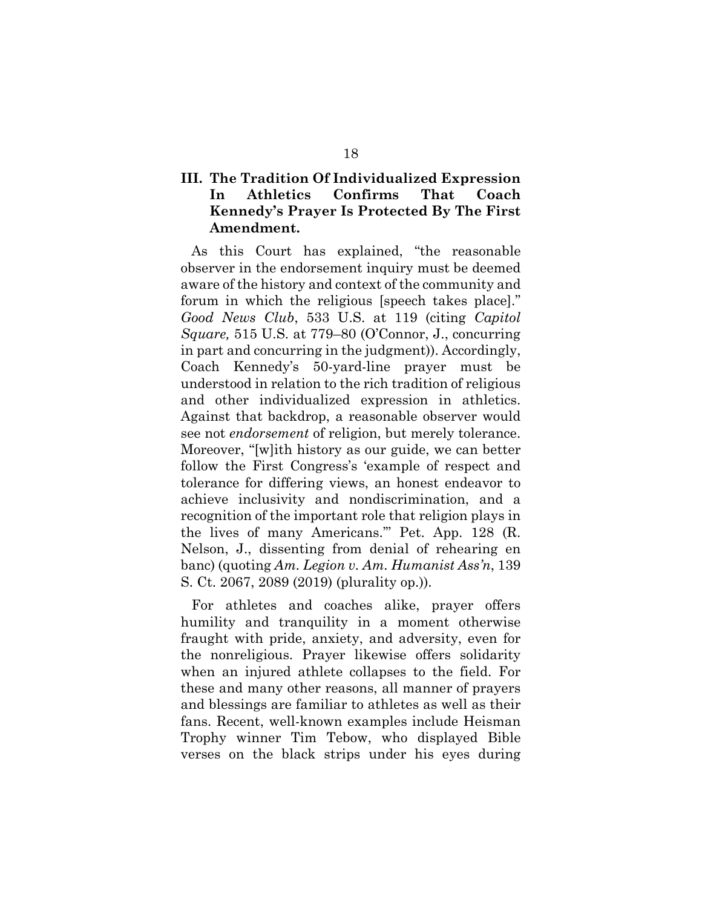### III. The Tradition Of Individualized Expression In Athletics Confirms That Coach Kennedy's Prayer Is Protected By The First Amendment.

As this Court has explained, "the reasonable observer in the endorsement inquiry must be deemed aware of the history and context of the community and forum in which the religious [speech takes place]." *Good News Club*, 533 U.S. at 119 (citing *Capitol Square,* 515 U.S. at 779–80 (O'Connor, J., concurring in part and concurring in the judgment)). Accordingly, Coach Kennedy's 50-yard-line prayer must be understood in relation to the rich tradition of religious and other individualized expression in athletics. Against that backdrop, a reasonable observer would see not *endorsement* of religion, but merely tolerance. Moreover, "[w]ith history as our guide, we can better follow the First Congress's 'example of respect and tolerance for differing views, an honest endeavor to achieve inclusivity and nondiscrimination, and a recognition of the important role that religion plays in the lives of many Americans.'" Pet. App. 128 (R. Nelson, J., dissenting from denial of rehearing en banc) (quoting *Am. Legion v. Am. Humanist Ass'n*, 139 S. Ct. 2067, 2089 (2019) (plurality op.)).

For athletes and coaches alike, prayer offers humility and tranquility in a moment otherwise fraught with pride, anxiety, and adversity, even for the nonreligious. Prayer likewise offers solidarity when an injured athlete collapses to the field. For these and many other reasons, all manner of prayers and blessings are familiar to athletes as well as their fans. Recent, well-known examples include Heisman Trophy winner Tim Tebow, who displayed Bible verses on the black strips under his eyes during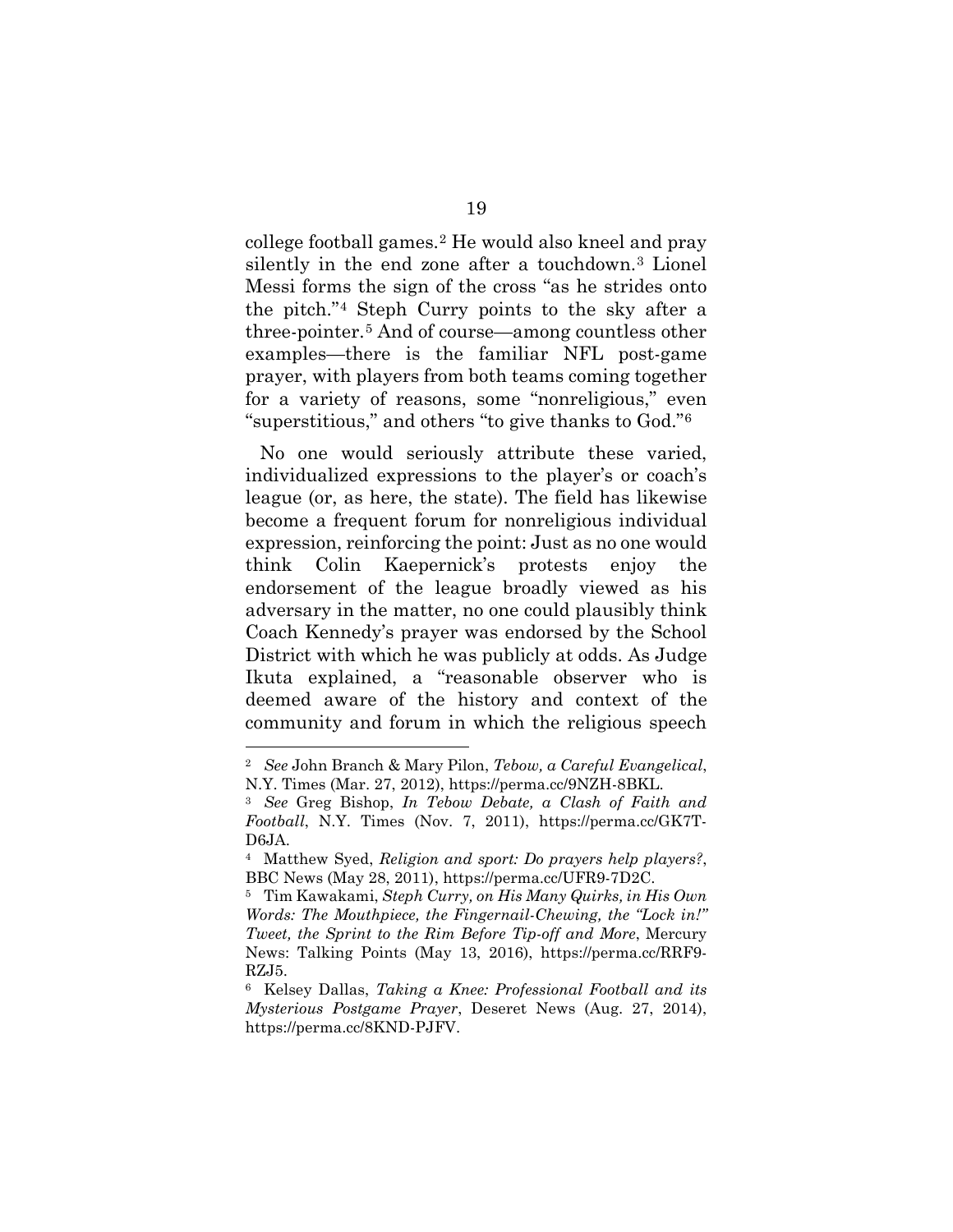college football games.[2] He would also kneel and pray silently in the end zone after a touchdown.[3] Lionel Messi forms the sign of the cross "as he strides onto the pitch."[4] Steph Curry points to the sky after a three-pointer.[5] And of course—among countless other examples—there is the familiar NFL post-game prayer, with players from both teams coming together for a variety of reasons, some "nonreligious," even "superstitious," and others "to give thanks to God."[6]

No one would seriously attribute these varied, individualized expressions to the player's or coach's league (or, as here, the state). The field has likewise become a frequent forum for nonreligious individual expression, reinforcing the point: Just as no one would think Colin Kaepernick's protests enjoy the endorsement of the league broadly viewed as his adversary in the matter, no one could plausibly think Coach Kennedy's prayer was endorsed by the School District with which he was publicly at odds. As Judge Ikuta explained, a "reasonable observer who is deemed aware of the history and context of the community and forum in which the religious speech

---

[2] *See* John Branch & Mary Pilon, *Tebow, a Careful Evangelical*, N.Y. Times (Mar. 27, 2012), https://perma.cc/9NZH-8BKL.

[3] *See* Greg Bishop, *In Tebow Debate, a Clash of Faith and Football*, N.Y. Times (Nov. 7, 2011), https://perma.cc/GK7T-D6JA.

[4] Matthew Syed, *Religion and sport: Do prayers help players?*, BBC News (May 28, 2011), https://perma.cc/UFR9-7D2C.

[5] Tim Kawakami, *Steph Curry, on His Many Quirks, in His Own Words: The Mouthpiece, the Fingernail-Chewing, the "Lock in!" Tweet, the Sprint to the Rim Before Tip-off and More*, Mercury News: Talking Points (May 13, 2016), https://perma.cc/RRF9-RZJ5.

[6] Kelsey Dallas, *Taking a Knee: Professional Football and its Mysterious Postgame Prayer*, Deseret News (Aug. 27, 2014), https://perma.cc/8KND-PJFV.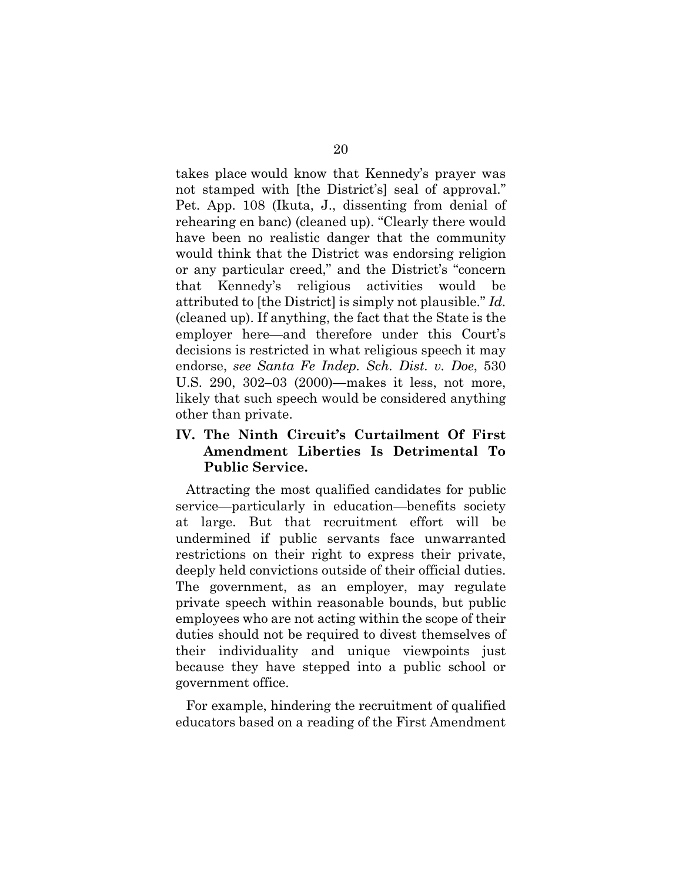takes place would know that Kennedy's prayer was not stamped with [the District's] seal of approval." Pet. App. 108 (Ikuta, J., dissenting from denial of rehearing en banc) (cleaned up). "Clearly there would have been no realistic danger that the community would think that the District was endorsing religion or any particular creed," and the District's "concern that Kennedy's religious activities would be attributed to [the District] is simply not plausible." *Id.* (cleaned up). If anything, the fact that the State is the employer here—and therefore under this Court's decisions is restricted in what religious speech it may endorse, *see Santa Fe Indep. Sch. Dist. v. Doe*, 530 U.S. 290, 302–03 (2000)—makes it less, not more, likely that such speech would be considered anything other than private.

## IV. The Ninth Circuit's Curtailment Of First Amendment Liberties Is Detrimental To Public Service.

Attracting the most qualified candidates for public service—particularly in education—benefits society at large. But that recruitment effort will be undermined if public servants face unwarranted restrictions on their right to express their private, deeply held convictions outside of their official duties. The government, as an employer, may regulate private speech within reasonable bounds, but public employees who are not acting within the scope of their duties should not be required to divest themselves of their individuality and unique viewpoints just because they have stepped into a public school or government office.

For example, hindering the recruitment of qualified educators based on a reading of the First Amendment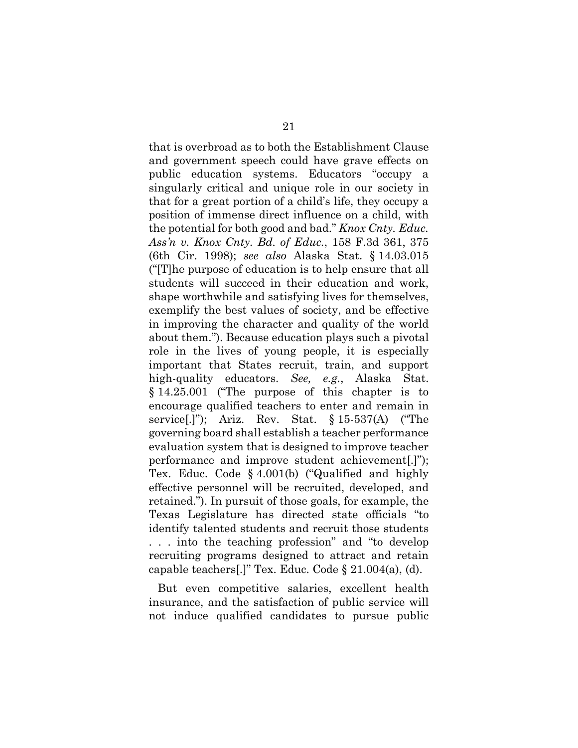that is overbroad as to both the Establishment Clause and government speech could have grave effects on public education systems. Educators "occupy a singularly critical and unique role in our society in that for a great portion of a child's life, they occupy a position of immense direct influence on a child, with the potential for both good and bad." *Knox Cnty. Educ. Ass'n v. Knox Cnty. Bd. of Educ.*, 158 F.3d 361, 375 (6th Cir. 1998); *see also* Alaska Stat. § 14.03.015 ("[T]he purpose of education is to help ensure that all students will succeed in their education and work, shape worthwhile and satisfying lives for themselves, exemplify the best values of society, and be effective in improving the character and quality of the world about them."). Because education plays such a pivotal role in the lives of young people, it is especially important that States recruit, train, and support high-quality educators. *See, e.g.*, Alaska Stat. § 14.25.001 ("The purpose of this chapter is to encourage qualified teachers to enter and remain in service[.]"); Ariz. Rev. Stat. § 15-537(A) ("The governing board shall establish a teacher performance evaluation system that is designed to improve teacher performance and improve student achievement[.]"); Tex. Educ. Code § 4.001(b) ("Qualified and highly effective personnel will be recruited, developed, and retained."). In pursuit of those goals, for example, the Texas Legislature has directed state officials "to identify talented students and recruit those students . . . into the teaching profession" and "to develop recruiting programs designed to attract and retain capable teachers[.]" Tex. Educ. Code § 21.004(a), (d).

But even competitive salaries, excellent health insurance, and the satisfaction of public service will not induce qualified candidates to pursue public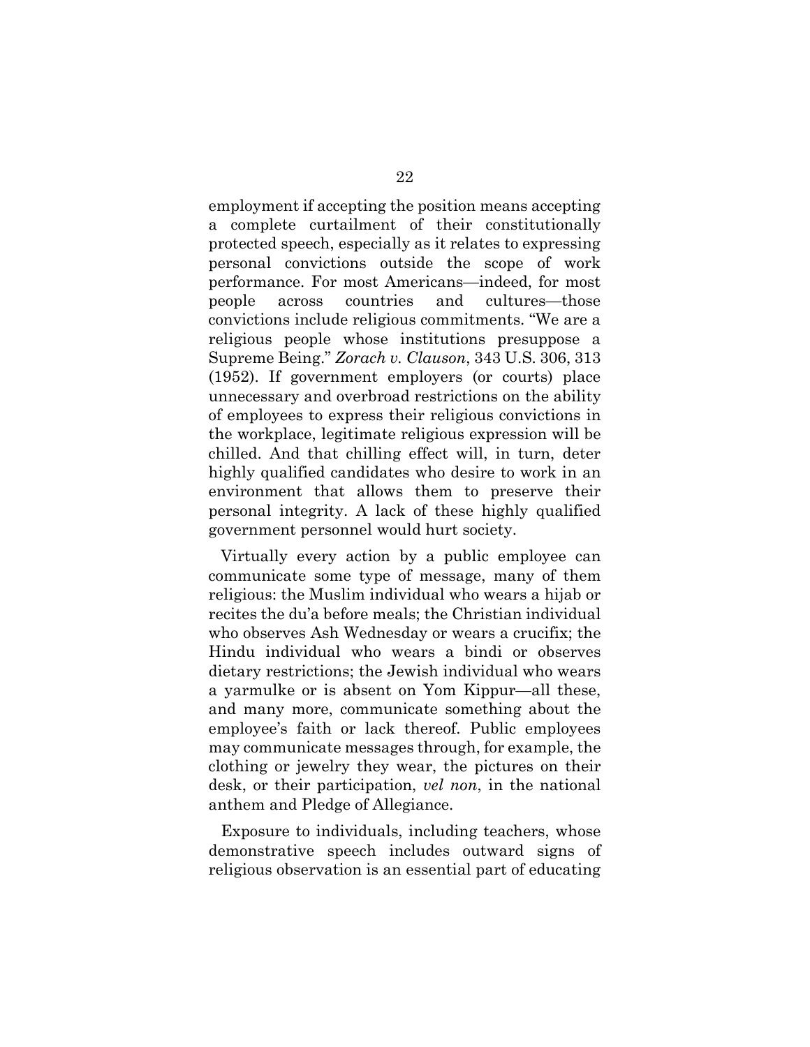employment if accepting the position means accepting a complete curtailment of their constitutionally protected speech, especially as it relates to expressing personal convictions outside the scope of work performance. For most Americans—indeed, for most people across countries and cultures—those convictions include religious commitments. "We are a religious people whose institutions presuppose a Supreme Being." *Zorach v. Clauson*, 343 U.S. 306, 313 (1952). If government employers (or courts) place unnecessary and overbroad restrictions on the ability of employees to express their religious convictions in the workplace, legitimate religious expression will be chilled. And that chilling effect will, in turn, deter highly qualified candidates who desire to work in an environment that allows them to preserve their personal integrity. A lack of these highly qualified government personnel would hurt society.

Virtually every action by a public employee can communicate some type of message, many of them religious: the Muslim individual who wears a hijab or recites the du'a before meals; the Christian individual who observes Ash Wednesday or wears a crucifix; the Hindu individual who wears a bindi or observes dietary restrictions; the Jewish individual who wears a yarmulke or is absent on Yom Kippur—all these, and many more, communicate something about the employee's faith or lack thereof. Public employees may communicate messages through, for example, the clothing or jewelry they wear, the pictures on their desk, or their participation, *vel non*, in the national anthem and Pledge of Allegiance.

Exposure to individuals, including teachers, whose demonstrative speech includes outward signs of religious observation is an essential part of educating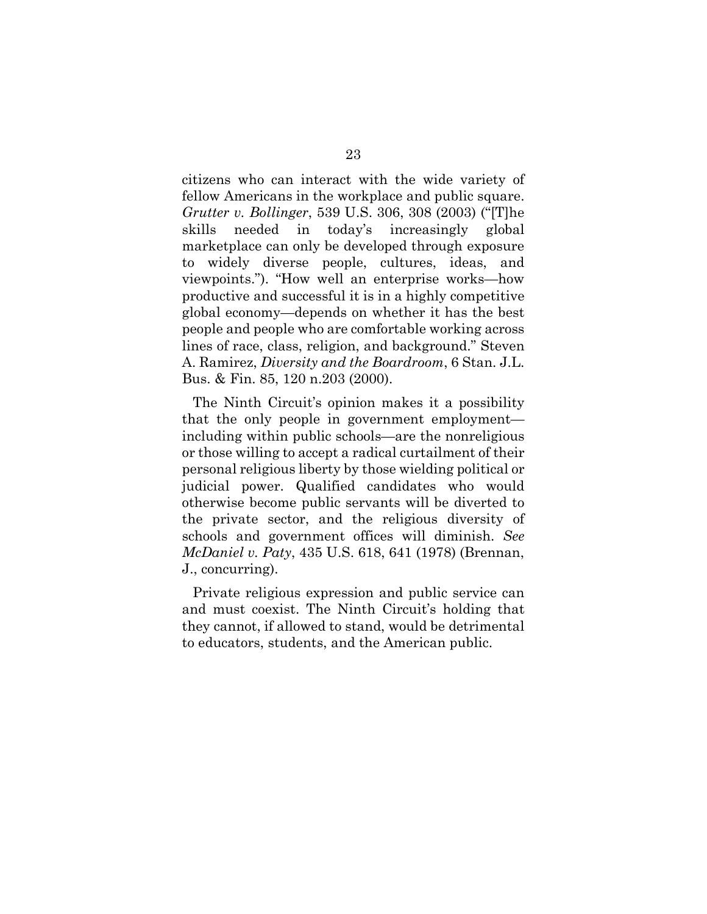citizens who can interact with the wide variety of fellow Americans in the workplace and public square. *Grutter v. Bollinger*, 539 U.S. 306, 308 (2003) ("[T]he skills needed in today's increasingly global marketplace can only be developed through exposure to widely diverse people, cultures, ideas, and viewpoints."). "How well an enterprise works—how productive and successful it is in a highly competitive global economy—depends on whether it has the best people and people who are comfortable working across lines of race, class, religion, and background." Steven A. Ramirez, *Diversity and the Boardroom*, 6 Stan. J.L. Bus. & Fin. 85, 120 n.203 (2000).

The Ninth Circuit's opinion makes it a possibility that the only people in government employment—including within public schools—are the nonreligious or those willing to accept a radical curtailment of their personal religious liberty by those wielding political or judicial power. Qualified candidates who would otherwise become public servants will be diverted to the private sector, and the religious diversity of schools and government offices will diminish. *See McDaniel v. Paty*, 435 U.S. 618, 641 (1978) (Brennan, J., concurring).

Private religious expression and public service can and must coexist. The Ninth Circuit's holding that they cannot, if allowed to stand, would be detrimental to educators, students, and the American public.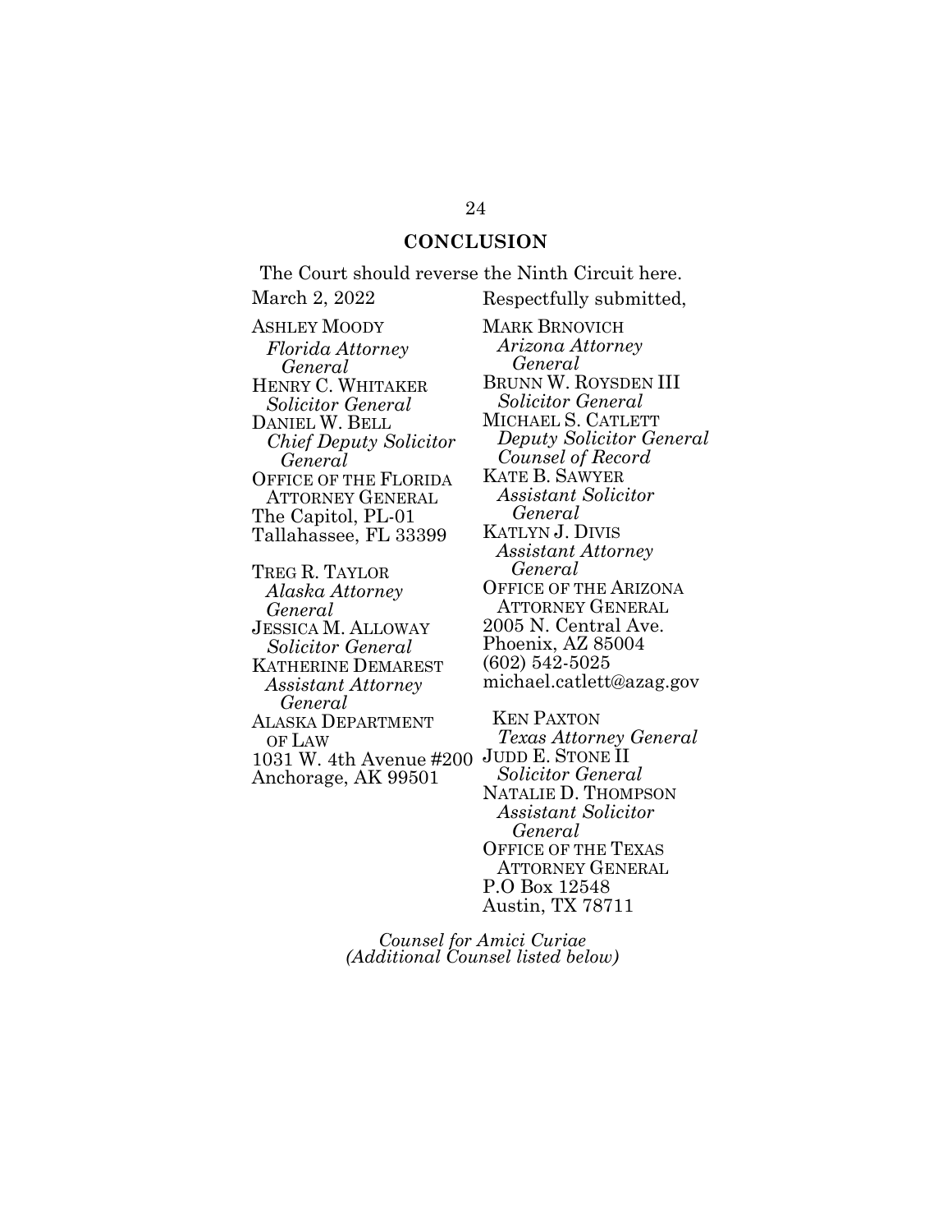## CONCLUSION

The Court should reverse the Ninth Circuit here.

March 2, 2022

Respectfully submitted,

MARK BRNOVICH
*Arizona Attorney General*
BRUNN W. ROYSDEN III
*Solicitor General*
MICHAEL S. CATLETT
*Deputy Solicitor General*
*Counsel of Record*
KATE B. SAWYER
*Assistant Solicitor General*
KATLYN J. DIVIS
*Assistant Attorney General*
OFFICE OF THE ARIZONA ATTORNEY GENERAL
2005 N. Central Ave.
Phoenix, AZ 85004
(602) 542-5025
michael.catlett@azag.gov

ASHLEY MOODY
*Florida Attorney General*
HENRY C. WHITAKER
*Solicitor General*
DANIEL W. BELL
*Chief Deputy Solicitor General*
OFFICE OF THE FLORIDA ATTORNEY GENERAL
The Capitol, PL-01
Tallahassee, FL 33399

TREG R. TAYLOR
*Alaska Attorney General*
JESSICA M. ALLOWAY
*Solicitor General*
KATHERINE DEMAREST
*Assistant Attorney General*
ALASKA DEPARTMENT OF LAW
1031 W. 4th Avenue #200
Anchorage, AK 99501

KEN PAXTON
*Texas Attorney General*
JUDD E. STONE II
*Solicitor General*
NATALIE D. THOMPSON
*Assistant Solicitor General*
OFFICE OF THE TEXAS ATTORNEY GENERAL
P.O Box 12548
Austin, TX 78711

*Counsel for Amici Curiae*
*(Additional Counsel listed below)*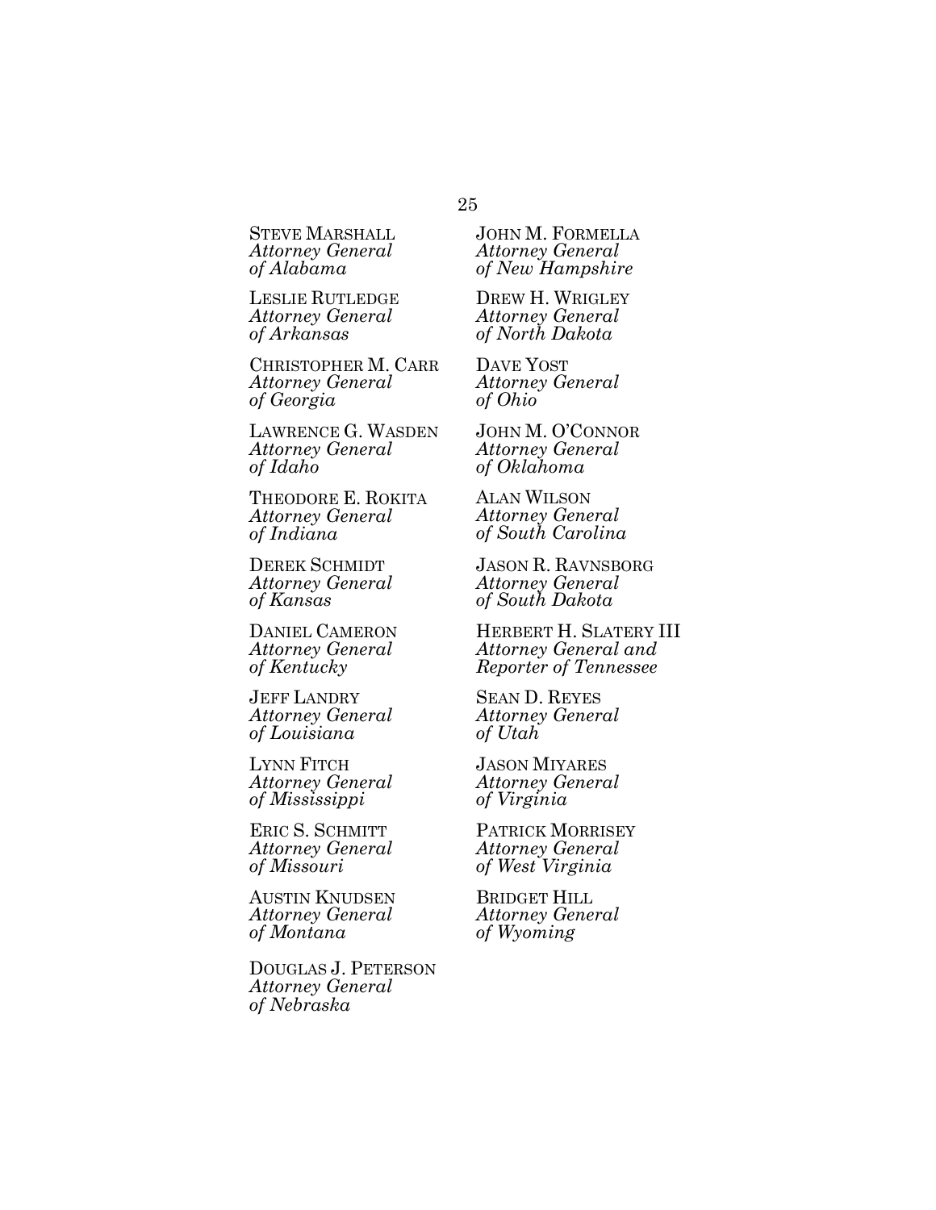STEVE MARSHALL
*Attorney General*
*of Alabama*

LESLIE RUTLEDGE
*Attorney General*
*of Arkansas*

CHRISTOPHER M. CARR
*Attorney General*
*of Georgia*

LAWRENCE G. WASDEN
*Attorney General*
*of Idaho*

THEODORE E. ROKITA
*Attorney General*
*of Indiana*

DEREK SCHMIDT
*Attorney General*
*of Kansas*

DANIEL CAMERON
*Attorney General*
*of Kentucky*

JEFF LANDRY
*Attorney General*
*of Louisiana*

LYNN FITCH
*Attorney General*
*of Mississippi*

ERIC S. SCHMITT
*Attorney General*
*of Missouri*

AUSTIN KNUDSEN
*Attorney General*
*of Montana*

DOUGLAS J. PETERSON
*Attorney General*
*of Nebraska*

JOHN M. FORMELLA
*Attorney General*
*of New Hampshire*

DREW H. WRIGLEY
*Attorney General*
*of North Dakota*

DAVE YOST
*Attorney General*
*of Ohio*

JOHN M. O'CONNOR
*Attorney General*
*of Oklahoma*

ALAN WILSON
*Attorney General*
*of South Carolina*

JASON R. RAVNSBORG
*Attorney General*
*of South Dakota*

HERBERT H. SLATERY III
*Attorney General and*
*Reporter of Tennessee*

SEAN D. REYES
*Attorney General*
*of Utah*

JASON MIYARES
*Attorney General*
*of Virginia*

PATRICK MORRISEY
*Attorney General*
*of West Virginia*

BRIDGET HILL
*Attorney General*
*of Wyoming*